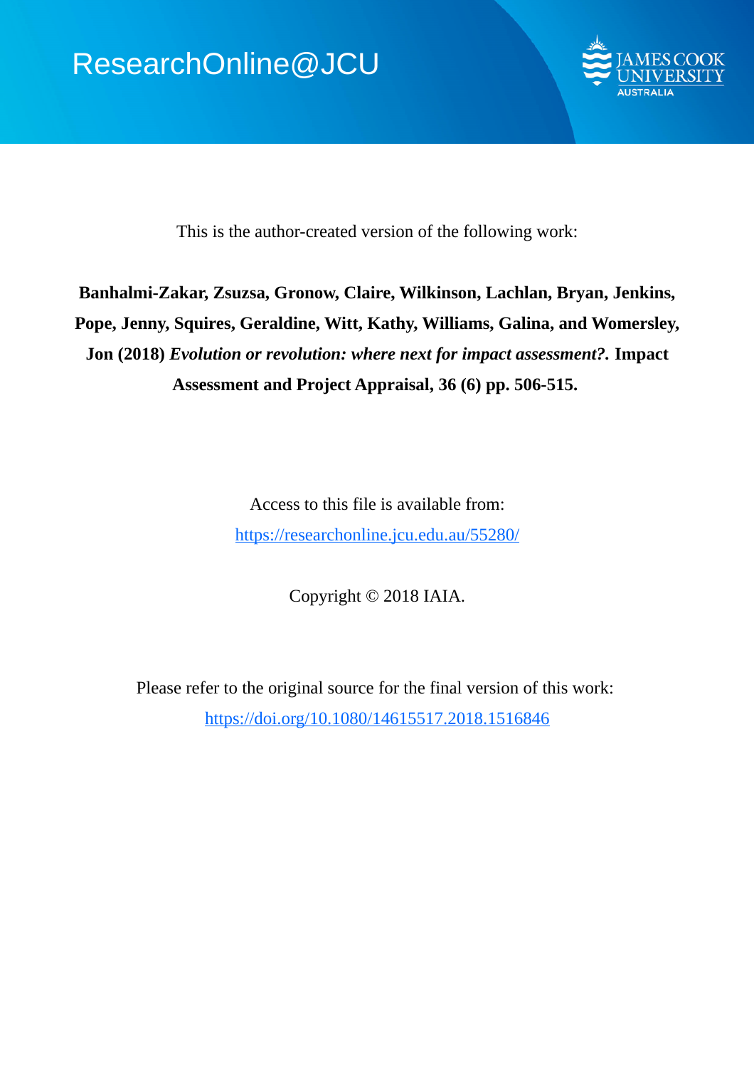ResearchOnline@JCU

This is the author-created version of the following work:

**Banhalmi-Zakar, Zsuzsa, Gronow, Claire, Wilkinson, Lachlan, Bryan, Jenkins, Pope, Jenny, Squires, Geraldine, Witt, Kathy, Williams, Galina, and Womersley, Jon (2018)** ***Evolution or revolution: where next for impact assessment?*****. Impact Assessment and Project Appraisal, 36 (6) pp. 506-515.**

Access to this file is available from:

https://researchonline.jcu.edu.au/55280/

Copyright © 2018 IAIA.

Please refer to the original source for the final version of this work:

https://doi.org/10.1080/14615517.2018.1516846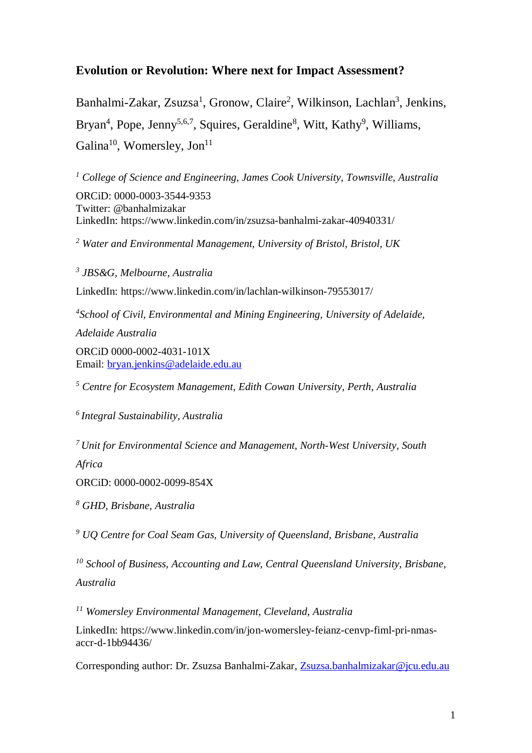# Evolution or Revolution: Where next for Impact Assessment?

Banhalmi-Zakar, Zsuzsa[1], Gronow, Claire[2], Wilkinson, Lachlan[3], Jenkins, Bryan[4], Pope, Jenny[5,6,7], Squires, Geraldine[8], Witt, Kathy[9], Williams, Galina[10], Womersley, Jon[11]

[1] *College of Science and Engineering, James Cook University, Townsville, Australia*

ORCiD: 0000-0003-3544-9353
Twitter: @banhalmizakar
LinkedIn: https://www.linkedin.com/in/zsuzsa-banhalmi-zakar-40940331/

[2] *Water and Environmental Management, University of Bristol, Bristol, UK*

[3] *JBS&G, Melbourne, Australia*

LinkedIn: https://www.linkedin.com/in/lachlan-wilkinson-79553017/

[4] *School of Civil, Environmental and Mining Engineering, University of Adelaide, Adelaide Australia*

ORCiD 0000-0002-4031-101X
Email: bryan.jenkins@adelaide.edu.au

[5] *Centre for Ecosystem Management, Edith Cowan University, Perth, Australia*

[6] *Integral Sustainability, Australia*

[7] *Unit for Environmental Science and Management, North-West University, South Africa*

ORCiD: 0000-0002-0099-854X

[8] *GHD, Brisbane, Australia*

[9] *UQ Centre for Coal Seam Gas, University of Queensland, Brisbane, Australia*

[10] *School of Business, Accounting and Law, Central Queensland University, Brisbane, Australia*

[11] *Womersley Environmental Management, Cleveland, Australia*

LinkedIn: https://www.linkedin.com/in/jon-womersley-feianz-cenvp-fiml-pri-nmas-accr-d-1bb94436/

Corresponding author: Dr. Zsuzsa Banhalmi-Zakar, Zsuzsa.banhalmizakar@jcu.edu.au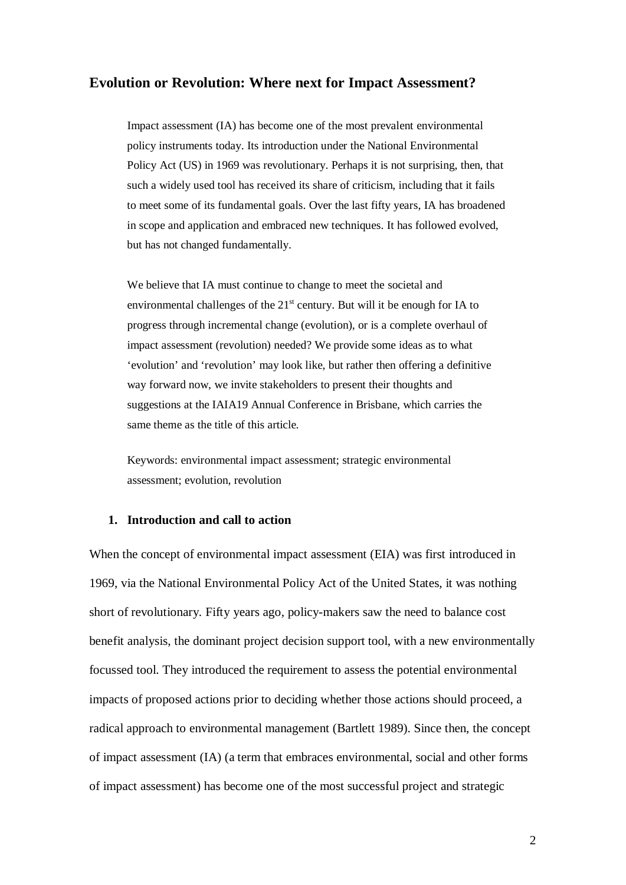# Evolution or Revolution: Where next for Impact Assessment?

Impact assessment (IA) has become one of the most prevalent environmental policy instruments today. Its introduction under the National Environmental Policy Act (US) in 1969 was revolutionary. Perhaps it is not surprising, then, that such a widely used tool has received its share of criticism, including that it fails to meet some of its fundamental goals. Over the last fifty years, IA has broadened in scope and application and embraced new techniques. It has followed evolved, but has not changed fundamentally.

We believe that IA must continue to change to meet the societal and environmental challenges of the 21st century. But will it be enough for IA to progress through incremental change (evolution), or is a complete overhaul of impact assessment (revolution) needed? We provide some ideas as to what 'evolution' and 'revolution' may look like, but rather then offering a definitive way forward now, we invite stakeholders to present their thoughts and suggestions at the IAIA19 Annual Conference in Brisbane, which carries the same theme as the title of this article.

Keywords: environmental impact assessment; strategic environmental assessment; evolution, revolution

## 1. Introduction and call to action

When the concept of environmental impact assessment (EIA) was first introduced in 1969, via the National Environmental Policy Act of the United States, it was nothing short of revolutionary. Fifty years ago, policy-makers saw the need to balance cost benefit analysis, the dominant project decision support tool, with a new environmentally focussed tool. They introduced the requirement to assess the potential environmental impacts of proposed actions prior to deciding whether those actions should proceed, a radical approach to environmental management (Bartlett 1989). Since then, the concept of impact assessment (IA) (a term that embraces environmental, social and other forms of impact assessment) has become one of the most successful project and strategic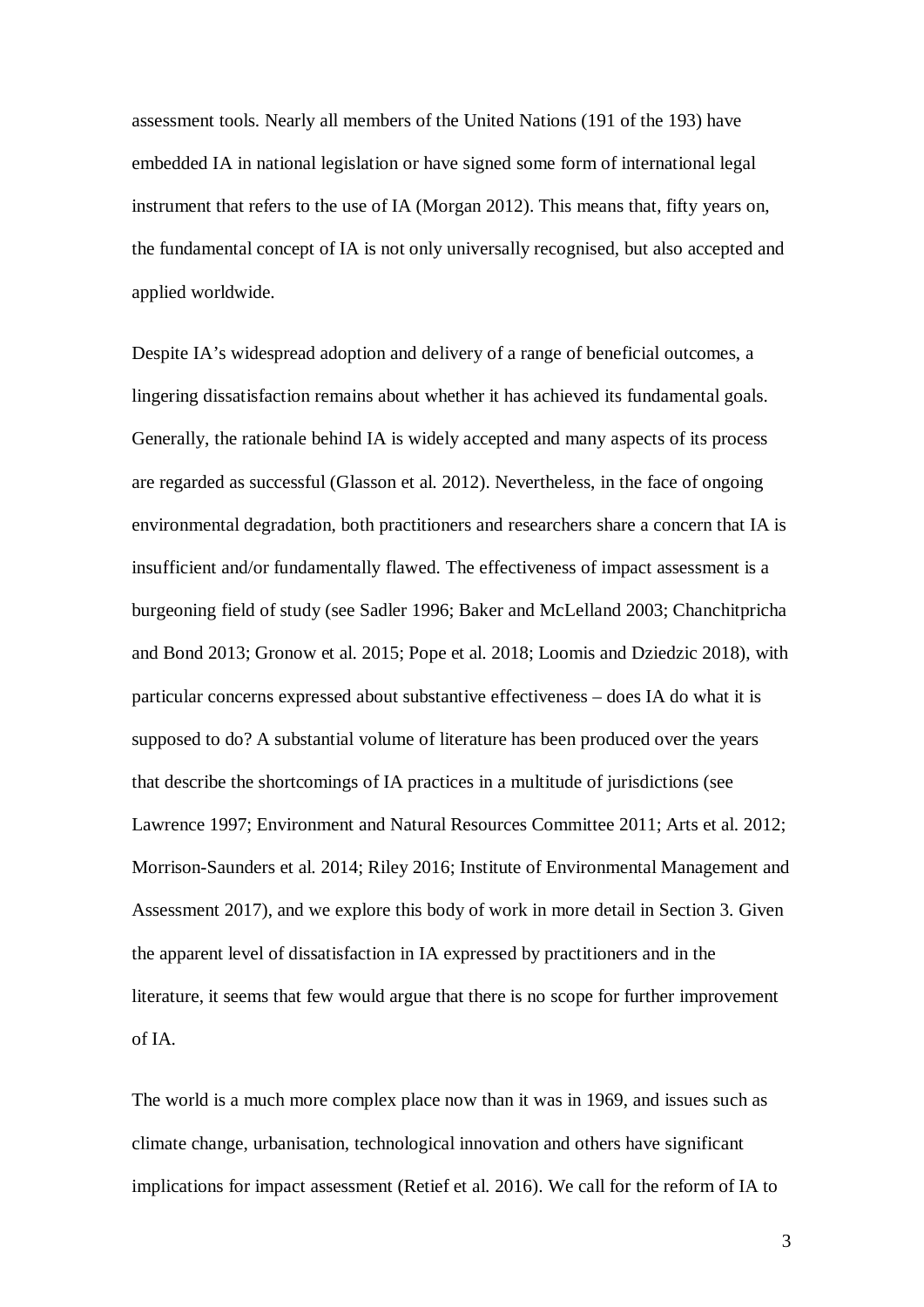assessment tools. Nearly all members of the United Nations (191 of the 193) have embedded IA in national legislation or have signed some form of international legal instrument that refers to the use of IA (Morgan 2012). This means that, fifty years on, the fundamental concept of IA is not only universally recognised, but also accepted and applied worldwide.

Despite IA's widespread adoption and delivery of a range of beneficial outcomes, a lingering dissatisfaction remains about whether it has achieved its fundamental goals. Generally, the rationale behind IA is widely accepted and many aspects of its process are regarded as successful (Glasson et al. 2012). Nevertheless, in the face of ongoing environmental degradation, both practitioners and researchers share a concern that IA is insufficient and/or fundamentally flawed. The effectiveness of impact assessment is a burgeoning field of study (see Sadler 1996; Baker and McLelland 2003; Chanchitpricha and Bond 2013; Gronow et al. 2015; Pope et al. 2018; Loomis and Dziedzic 2018), with particular concerns expressed about substantive effectiveness – does IA do what it is supposed to do? A substantial volume of literature has been produced over the years that describe the shortcomings of IA practices in a multitude of jurisdictions (see Lawrence 1997; Environment and Natural Resources Committee 2011; Arts et al. 2012; Morrison-Saunders et al. 2014; Riley 2016; Institute of Environmental Management and Assessment 2017), and we explore this body of work in more detail in Section 3. Given the apparent level of dissatisfaction in IA expressed by practitioners and in the literature, it seems that few would argue that there is no scope for further improvement of IA.

The world is a much more complex place now than it was in 1969, and issues such as climate change, urbanisation, technological innovation and others have significant implications for impact assessment (Retief et al. 2016). We call for the reform of IA to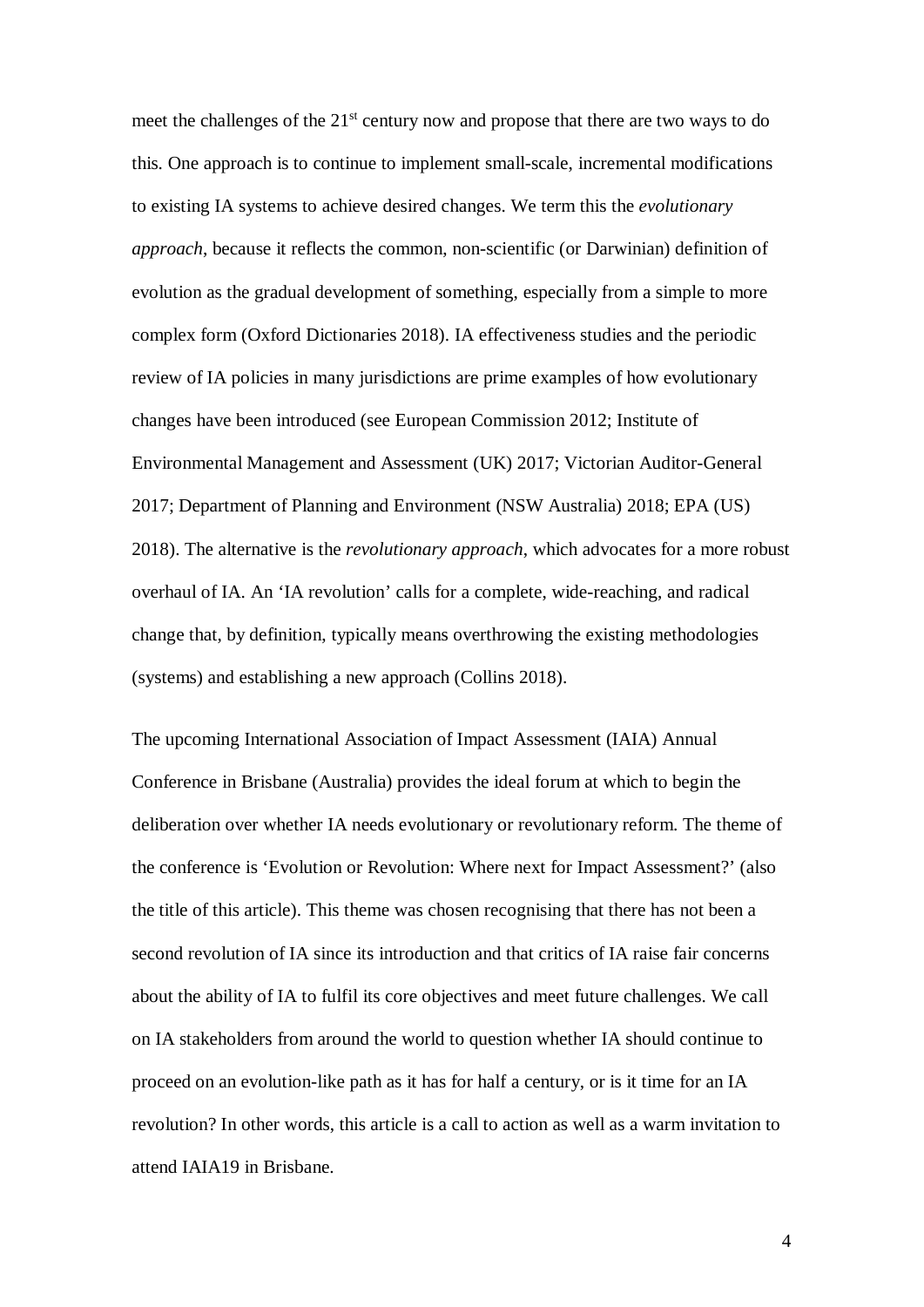meet the challenges of the 21st century now and propose that there are two ways to do this. One approach is to continue to implement small-scale, incremental modifications to existing IA systems to achieve desired changes. We term this the *evolutionary approach*, because it reflects the common, non-scientific (or Darwinian) definition of evolution as the gradual development of something, especially from a simple to more complex form (Oxford Dictionaries 2018). IA effectiveness studies and the periodic review of IA policies in many jurisdictions are prime examples of how evolutionary changes have been introduced (see European Commission 2012; Institute of Environmental Management and Assessment (UK) 2017; Victorian Auditor-General 2017; Department of Planning and Environment (NSW Australia) 2018; EPA (US) 2018). The alternative is the *revolutionary approach*, which advocates for a more robust overhaul of IA. An 'IA revolution' calls for a complete, wide-reaching, and radical change that, by definition, typically means overthrowing the existing methodologies (systems) and establishing a new approach (Collins 2018).

The upcoming International Association of Impact Assessment (IAIA) Annual Conference in Brisbane (Australia) provides the ideal forum at which to begin the deliberation over whether IA needs evolutionary or revolutionary reform. The theme of the conference is 'Evolution or Revolution: Where next for Impact Assessment?' (also the title of this article). This theme was chosen recognising that there has not been a second revolution of IA since its introduction and that critics of IA raise fair concerns about the ability of IA to fulfil its core objectives and meet future challenges. We call on IA stakeholders from around the world to question whether IA should continue to proceed on an evolution-like path as it has for half a century, or is it time for an IA revolution? In other words, this article is a call to action as well as a warm invitation to attend IAIA19 in Brisbane.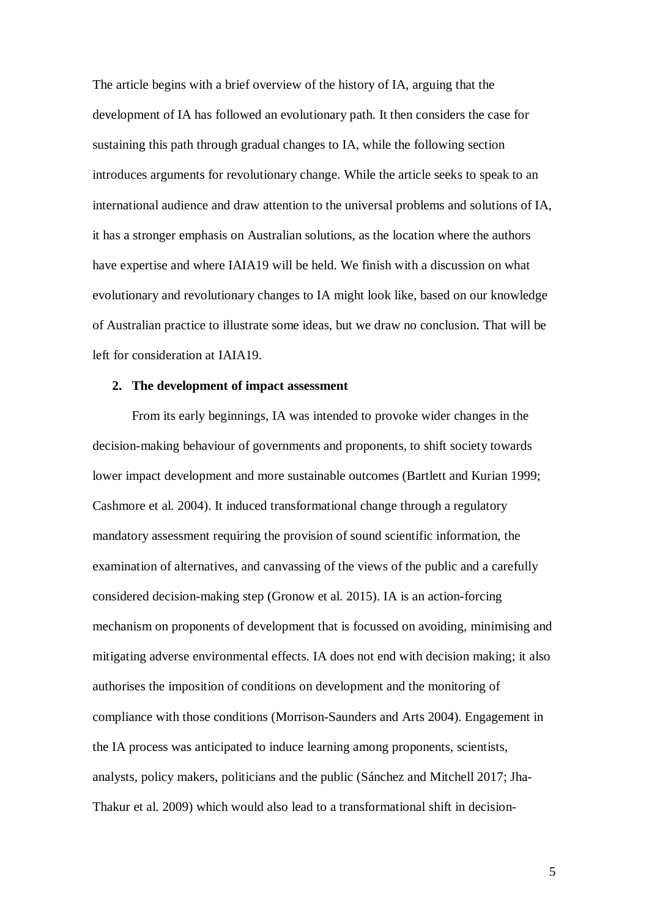The article begins with a brief overview of the history of IA, arguing that the development of IA has followed an evolutionary path. It then considers the case for sustaining this path through gradual changes to IA, while the following section introduces arguments for revolutionary change. While the article seeks to speak to an international audience and draw attention to the universal problems and solutions of IA, it has a stronger emphasis on Australian solutions, as the location where the authors have expertise and where IAIA19 will be held. We finish with a discussion on what evolutionary and revolutionary changes to IA might look like, based on our knowledge of Australian practice to illustrate some ideas, but we draw no conclusion. That will be left for consideration at IAIA19.

## 2. The development of impact assessment

From its early beginnings, IA was intended to provoke wider changes in the decision-making behaviour of governments and proponents, to shift society towards lower impact development and more sustainable outcomes (Bartlett and Kurian 1999; Cashmore et al. 2004). It induced transformational change through a regulatory mandatory assessment requiring the provision of sound scientific information, the examination of alternatives, and canvassing of the views of the public and a carefully considered decision-making step (Gronow et al. 2015). IA is an action-forcing mechanism on proponents of development that is focussed on avoiding, minimising and mitigating adverse environmental effects. IA does not end with decision making; it also authorises the imposition of conditions on development and the monitoring of compliance with those conditions (Morrison-Saunders and Arts 2004). Engagement in the IA process was anticipated to induce learning among proponents, scientists, analysts, policy makers, politicians and the public (Sánchez and Mitchell 2017; Jha-Thakur et al. 2009) which would also lead to a transformational shift in decision-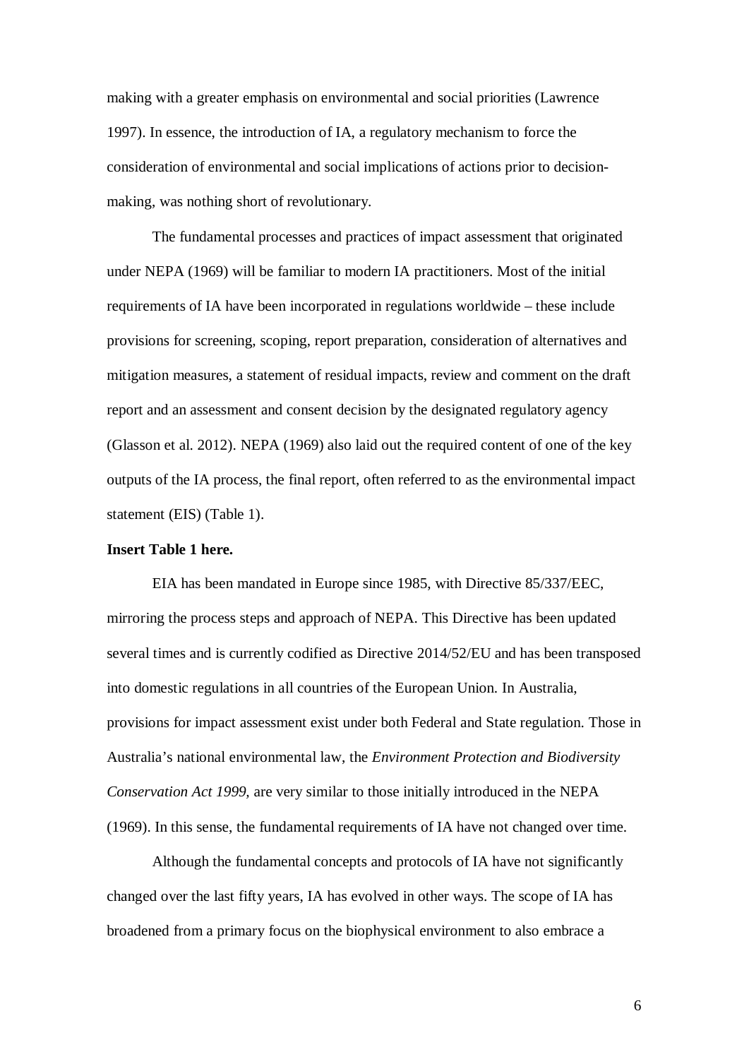making with a greater emphasis on environmental and social priorities (Lawrence 1997). In essence, the introduction of IA, a regulatory mechanism to force the consideration of environmental and social implications of actions prior to decision-making, was nothing short of revolutionary.

The fundamental processes and practices of impact assessment that originated under NEPA (1969) will be familiar to modern IA practitioners. Most of the initial requirements of IA have been incorporated in regulations worldwide – these include provisions for screening, scoping, report preparation, consideration of alternatives and mitigation measures, a statement of residual impacts, review and comment on the draft report and an assessment and consent decision by the designated regulatory agency (Glasson et al. 2012). NEPA (1969) also laid out the required content of one of the key outputs of the IA process, the final report, often referred to as the environmental impact statement (EIS) (Table 1).

**Insert Table 1 here.**

EIA has been mandated in Europe since 1985, with Directive 85/337/EEC, mirroring the process steps and approach of NEPA. This Directive has been updated several times and is currently codified as Directive 2014/52/EU and has been transposed into domestic regulations in all countries of the European Union. In Australia, provisions for impact assessment exist under both Federal and State regulation. Those in Australia's national environmental law, the *Environment Protection and Biodiversity Conservation Act 1999,* are very similar to those initially introduced in the NEPA (1969). In this sense, the fundamental requirements of IA have not changed over time.

Although the fundamental concepts and protocols of IA have not significantly changed over the last fifty years, IA has evolved in other ways. The scope of IA has broadened from a primary focus on the biophysical environment to also embrace a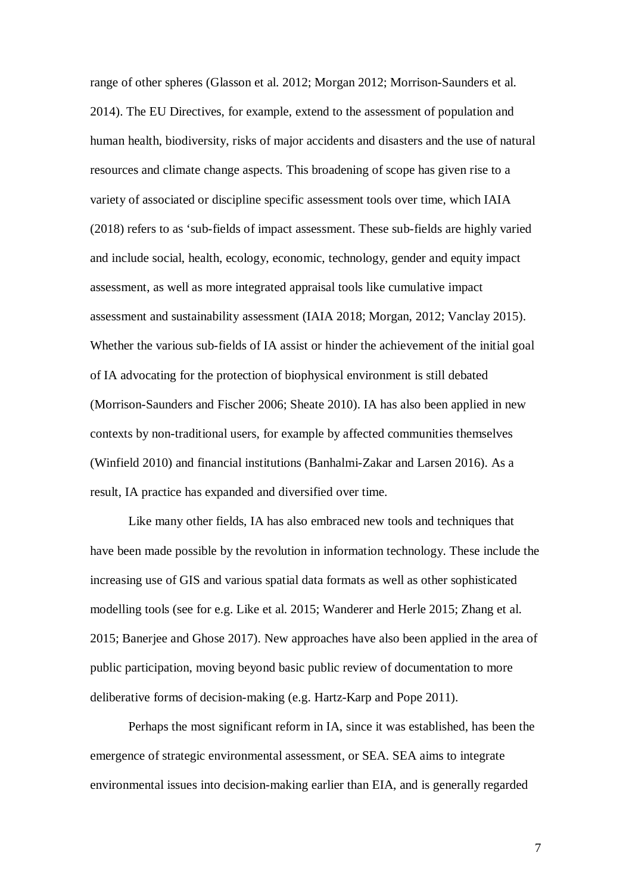range of other spheres (Glasson et al. 2012; Morgan 2012; Morrison-Saunders et al. 2014). The EU Directives, for example, extend to the assessment of population and human health, biodiversity, risks of major accidents and disasters and the use of natural resources and climate change aspects. This broadening of scope has given rise to a variety of associated or discipline specific assessment tools over time, which IAIA (2018) refers to as 'sub-fields of impact assessment. These sub-fields are highly varied and include social, health, ecology, economic, technology, gender and equity impact assessment, as well as more integrated appraisal tools like cumulative impact assessment and sustainability assessment (IAIA 2018; Morgan, 2012; Vanclay 2015). Whether the various sub-fields of IA assist or hinder the achievement of the initial goal of IA advocating for the protection of biophysical environment is still debated (Morrison-Saunders and Fischer 2006; Sheate 2010). IA has also been applied in new contexts by non-traditional users, for example by affected communities themselves (Winfield 2010) and financial institutions (Banhalmi-Zakar and Larsen 2016). As a result, IA practice has expanded and diversified over time.

Like many other fields, IA has also embraced new tools and techniques that have been made possible by the revolution in information technology. These include the increasing use of GIS and various spatial data formats as well as other sophisticated modelling tools (see for e.g. Like et al. 2015; Wanderer and Herle 2015; Zhang et al. 2015; Banerjee and Ghose 2017). New approaches have also been applied in the area of public participation, moving beyond basic public review of documentation to more deliberative forms of decision-making (e.g. Hartz-Karp and Pope 2011).

Perhaps the most significant reform in IA, since it was established, has been the emergence of strategic environmental assessment, or SEA. SEA aims to integrate environmental issues into decision-making earlier than EIA, and is generally regarded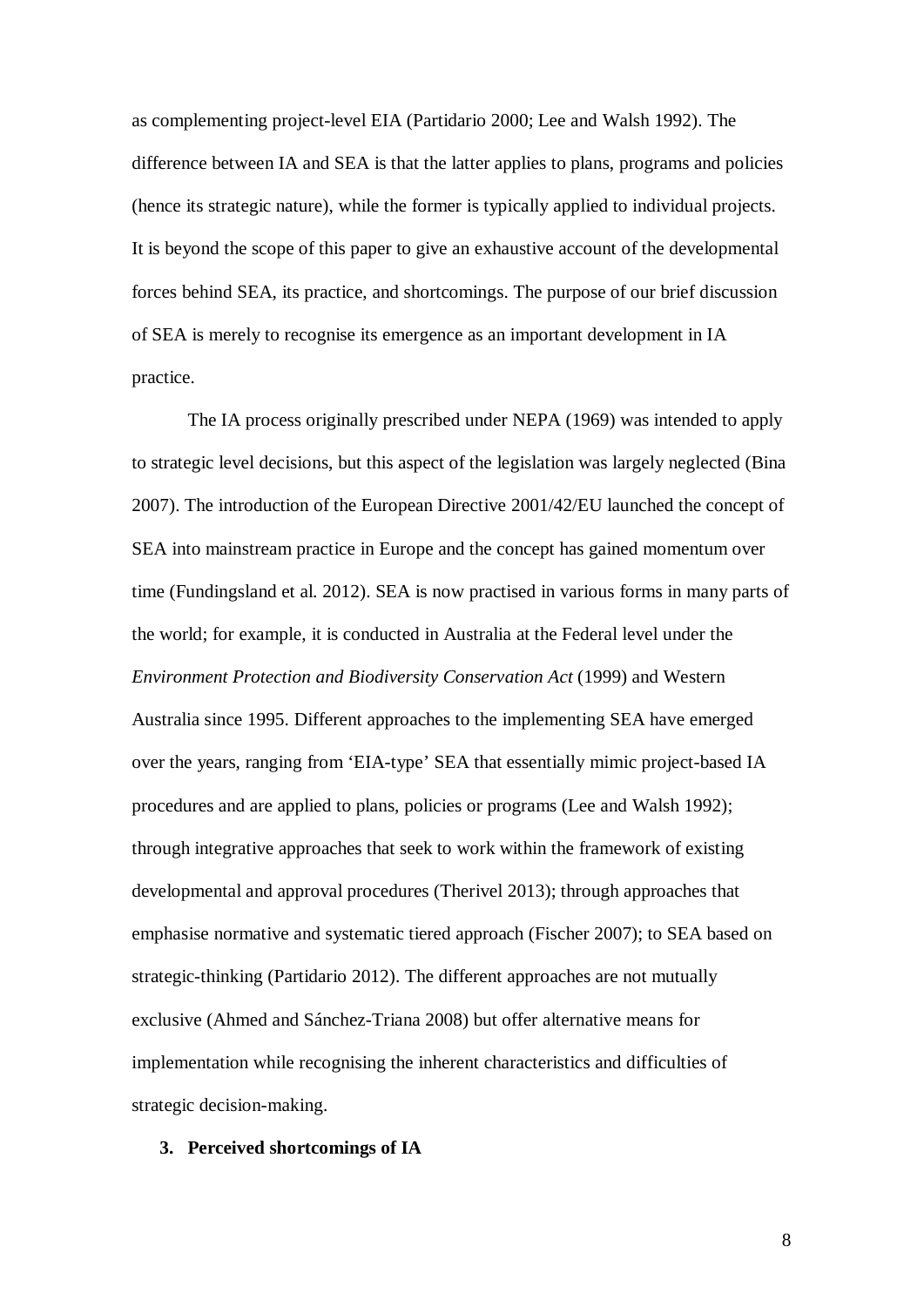as complementing project-level EIA (Partidario 2000; Lee and Walsh 1992). The difference between IA and SEA is that the latter applies to plans, programs and policies (hence its strategic nature), while the former is typically applied to individual projects. It is beyond the scope of this paper to give an exhaustive account of the developmental forces behind SEA, its practice, and shortcomings. The purpose of our brief discussion of SEA is merely to recognise its emergence as an important development in IA practice.

The IA process originally prescribed under NEPA (1969) was intended to apply to strategic level decisions, but this aspect of the legislation was largely neglected (Bina 2007). The introduction of the European Directive 2001/42/EU launched the concept of SEA into mainstream practice in Europe and the concept has gained momentum over time (Fundingsland et al. 2012). SEA is now practised in various forms in many parts of the world; for example, it is conducted in Australia at the Federal level under the *Environment Protection and Biodiversity Conservation Act* (1999) and Western Australia since 1995. Different approaches to the implementing SEA have emerged over the years, ranging from 'EIA-type' SEA that essentially mimic project-based IA procedures and are applied to plans, policies or programs (Lee and Walsh 1992); through integrative approaches that seek to work within the framework of existing developmental and approval procedures (Therivel 2013); through approaches that emphasise normative and systematic tiered approach (Fischer 2007); to SEA based on strategic-thinking (Partidario 2012). The different approaches are not mutually exclusive (Ahmed and Sánchez-Triana 2008) but offer alternative means for implementation while recognising the inherent characteristics and difficulties of strategic decision-making.

## 3. Perceived shortcomings of IA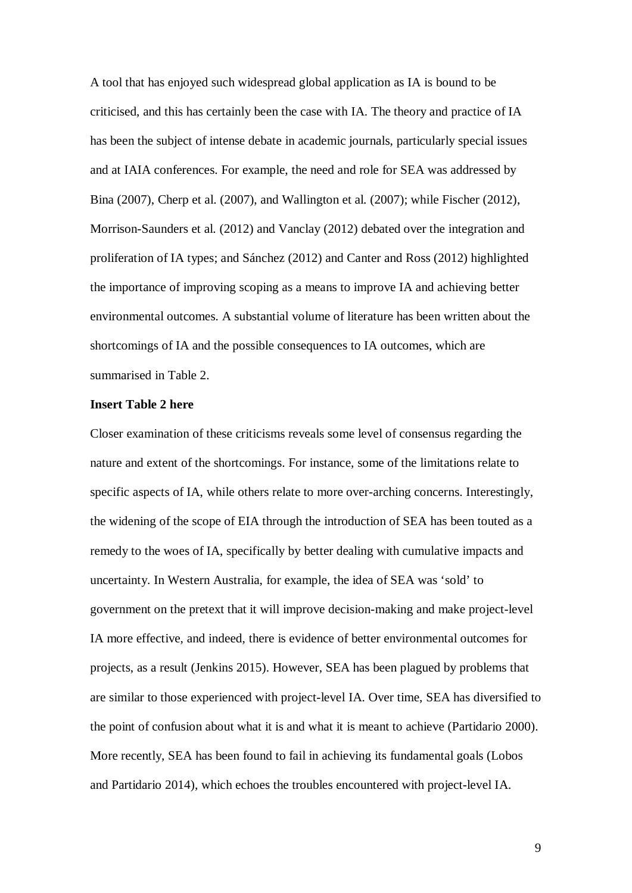A tool that has enjoyed such widespread global application as IA is bound to be criticised, and this has certainly been the case with IA. The theory and practice of IA has been the subject of intense debate in academic journals, particularly special issues and at IAIA conferences. For example, the need and role for SEA was addressed by Bina (2007), Cherp et al. (2007), and Wallington et al. (2007); while Fischer (2012), Morrison-Saunders et al. (2012) and Vanclay (2012) debated over the integration and proliferation of IA types; and Sánchez (2012) and Canter and Ross (2012) highlighted the importance of improving scoping as a means to improve IA and achieving better environmental outcomes. A substantial volume of literature has been written about the shortcomings of IA and the possible consequences to IA outcomes, which are summarised in Table 2.

**Insert Table 2 here**

Closer examination of these criticisms reveals some level of consensus regarding the nature and extent of the shortcomings. For instance, some of the limitations relate to specific aspects of IA, while others relate to more over-arching concerns. Interestingly, the widening of the scope of EIA through the introduction of SEA has been touted as a remedy to the woes of IA, specifically by better dealing with cumulative impacts and uncertainty. In Western Australia, for example, the idea of SEA was 'sold' to government on the pretext that it will improve decision-making and make project-level IA more effective, and indeed, there is evidence of better environmental outcomes for projects, as a result (Jenkins 2015). However, SEA has been plagued by problems that are similar to those experienced with project-level IA. Over time, SEA has diversified to the point of confusion about what it is and what it is meant to achieve (Partidario 2000). More recently, SEA has been found to fail in achieving its fundamental goals (Lobos and Partidario 2014), which echoes the troubles encountered with project-level IA.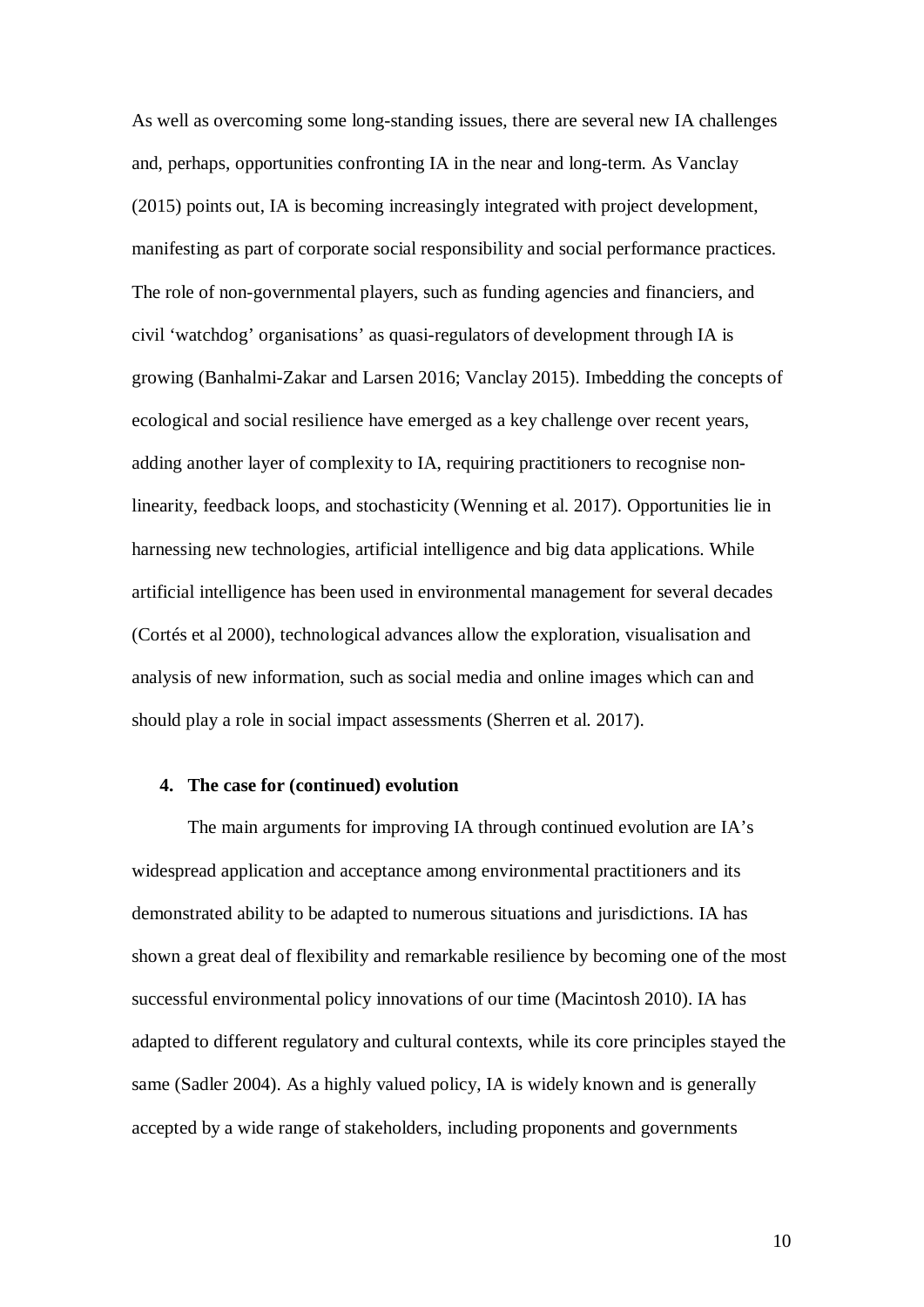As well as overcoming some long-standing issues, there are several new IA challenges and, perhaps, opportunities confronting IA in the near and long-term. As Vanclay (2015) points out, IA is becoming increasingly integrated with project development, manifesting as part of corporate social responsibility and social performance practices. The role of non-governmental players, such as funding agencies and financiers, and civil 'watchdog' organisations' as quasi-regulators of development through IA is growing (Banhalmi-Zakar and Larsen 2016; Vanclay 2015). Imbedding the concepts of ecological and social resilience have emerged as a key challenge over recent years, adding another layer of complexity to IA, requiring practitioners to recognise non-linearity, feedback loops, and stochasticity (Wenning et al. 2017). Opportunities lie in harnessing new technologies, artificial intelligence and big data applications. While artificial intelligence has been used in environmental management for several decades (Cortés et al 2000), technological advances allow the exploration, visualisation and analysis of new information, such as social media and online images which can and should play a role in social impact assessments (Sherren et al. 2017).

## 4. The case for (continued) evolution

The main arguments for improving IA through continued evolution are IA's widespread application and acceptance among environmental practitioners and its demonstrated ability to be adapted to numerous situations and jurisdictions. IA has shown a great deal of flexibility and remarkable resilience by becoming one of the most successful environmental policy innovations of our time (Macintosh 2010). IA has adapted to different regulatory and cultural contexts, while its core principles stayed the same (Sadler 2004). As a highly valued policy, IA is widely known and is generally accepted by a wide range of stakeholders, including proponents and governments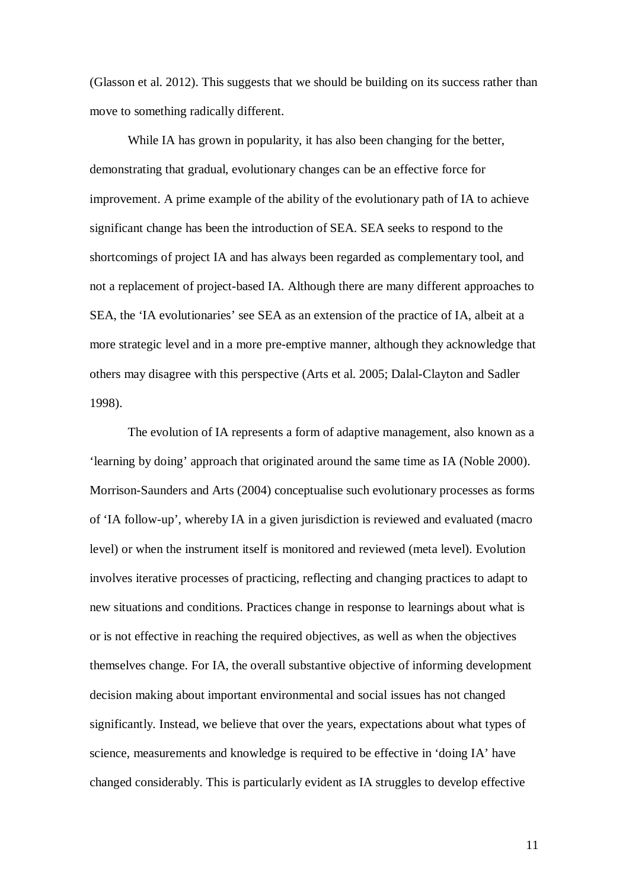(Glasson et al. 2012). This suggests that we should be building on its success rather than move to something radically different.

While IA has grown in popularity, it has also been changing for the better, demonstrating that gradual, evolutionary changes can be an effective force for improvement. A prime example of the ability of the evolutionary path of IA to achieve significant change has been the introduction of SEA. SEA seeks to respond to the shortcomings of project IA and has always been regarded as complementary tool, and not a replacement of project-based IA. Although there are many different approaches to SEA, the 'IA evolutionaries' see SEA as an extension of the practice of IA, albeit at a more strategic level and in a more pre-emptive manner, although they acknowledge that others may disagree with this perspective (Arts et al. 2005; Dalal-Clayton and Sadler 1998).

The evolution of IA represents a form of adaptive management, also known as a 'learning by doing' approach that originated around the same time as IA (Noble 2000). Morrison-Saunders and Arts (2004) conceptualise such evolutionary processes as forms of 'IA follow-up', whereby IA in a given jurisdiction is reviewed and evaluated (macro level) or when the instrument itself is monitored and reviewed (meta level). Evolution involves iterative processes of practicing, reflecting and changing practices to adapt to new situations and conditions. Practices change in response to learnings about what is or is not effective in reaching the required objectives, as well as when the objectives themselves change. For IA, the overall substantive objective of informing development decision making about important environmental and social issues has not changed significantly. Instead, we believe that over the years, expectations about what types of science, measurements and knowledge is required to be effective in 'doing IA' have changed considerably. This is particularly evident as IA struggles to develop effective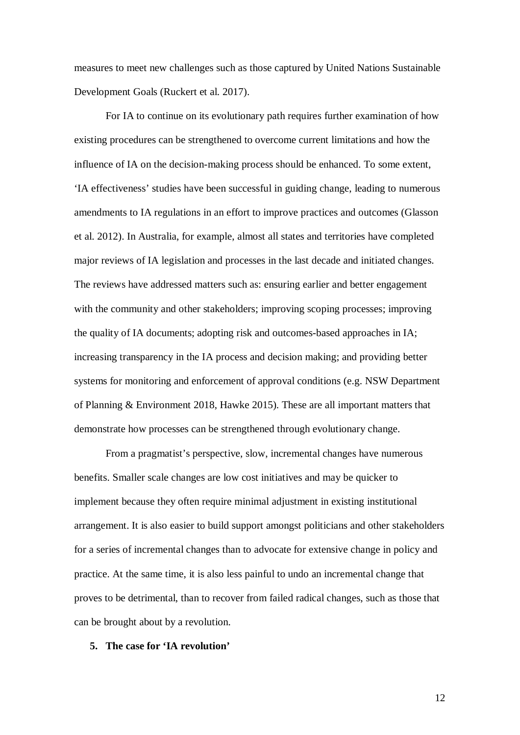measures to meet new challenges such as those captured by United Nations Sustainable Development Goals (Ruckert et al. 2017).

For IA to continue on its evolutionary path requires further examination of how existing procedures can be strengthened to overcome current limitations and how the influence of IA on the decision-making process should be enhanced. To some extent, 'IA effectiveness' studies have been successful in guiding change, leading to numerous amendments to IA regulations in an effort to improve practices and outcomes (Glasson et al. 2012). In Australia, for example, almost all states and territories have completed major reviews of IA legislation and processes in the last decade and initiated changes. The reviews have addressed matters such as: ensuring earlier and better engagement with the community and other stakeholders; improving scoping processes; improving the quality of IA documents; adopting risk and outcomes-based approaches in IA; increasing transparency in the IA process and decision making; and providing better systems for monitoring and enforcement of approval conditions (e.g. NSW Department of Planning & Environment 2018, Hawke 2015). These are all important matters that demonstrate how processes can be strengthened through evolutionary change.

From a pragmatist's perspective, slow, incremental changes have numerous benefits. Smaller scale changes are low cost initiatives and may be quicker to implement because they often require minimal adjustment in existing institutional arrangement. It is also easier to build support amongst politicians and other stakeholders for a series of incremental changes than to advocate for extensive change in policy and practice. At the same time, it is also less painful to undo an incremental change that proves to be detrimental, than to recover from failed radical changes, such as those that can be brought about by a revolution.

## 5. The case for 'IA revolution'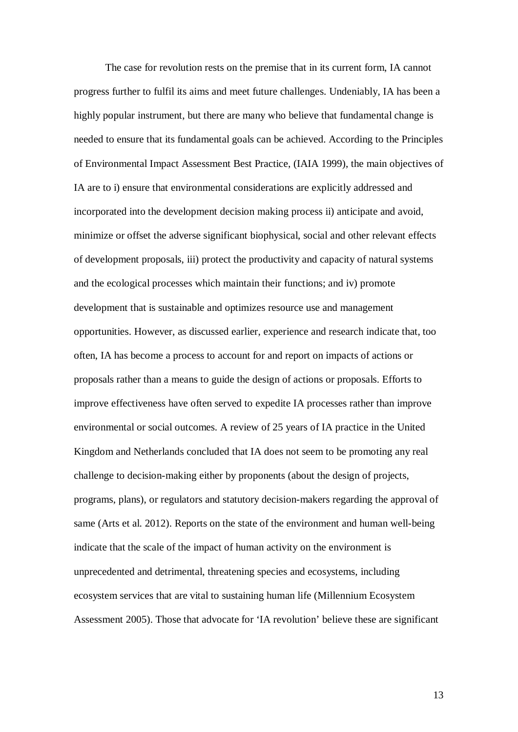The case for revolution rests on the premise that in its current form, IA cannot progress further to fulfil its aims and meet future challenges. Undeniably, IA has been a highly popular instrument, but there are many who believe that fundamental change is needed to ensure that its fundamental goals can be achieved. According to the Principles of Environmental Impact Assessment Best Practice, (IAIA 1999), the main objectives of IA are to i) ensure that environmental considerations are explicitly addressed and incorporated into the development decision making process ii) anticipate and avoid, minimize or offset the adverse significant biophysical, social and other relevant effects of development proposals, iii) protect the productivity and capacity of natural systems and the ecological processes which maintain their functions; and iv) promote development that is sustainable and optimizes resource use and management opportunities. However, as discussed earlier, experience and research indicate that, too often, IA has become a process to account for and report on impacts of actions or proposals rather than a means to guide the design of actions or proposals. Efforts to improve effectiveness have often served to expedite IA processes rather than improve environmental or social outcomes. A review of 25 years of IA practice in the United Kingdom and Netherlands concluded that IA does not seem to be promoting any real challenge to decision-making either by proponents (about the design of projects, programs, plans), or regulators and statutory decision-makers regarding the approval of same (Arts et al. 2012). Reports on the state of the environment and human well-being indicate that the scale of the impact of human activity on the environment is unprecedented and detrimental, threatening species and ecosystems, including ecosystem services that are vital to sustaining human life (Millennium Ecosystem Assessment 2005). Those that advocate for 'IA revolution' believe these are significant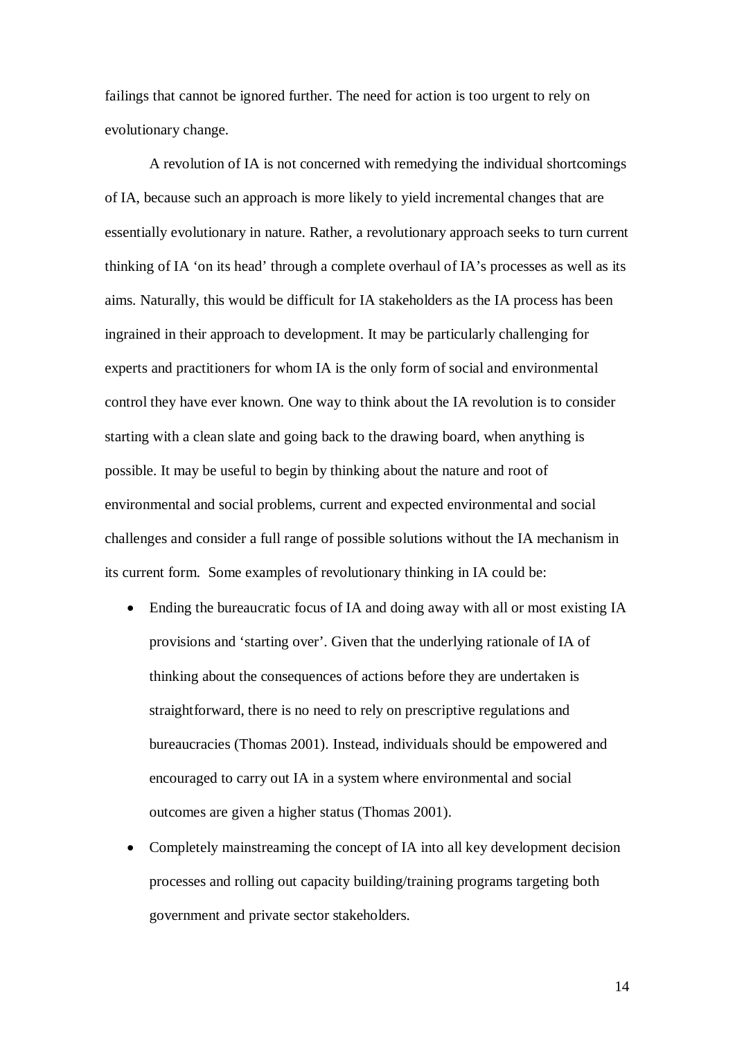failings that cannot be ignored further. The need for action is too urgent to rely on evolutionary change.

A revolution of IA is not concerned with remedying the individual shortcomings of IA, because such an approach is more likely to yield incremental changes that are essentially evolutionary in nature. Rather, a revolutionary approach seeks to turn current thinking of IA 'on its head' through a complete overhaul of IA's processes as well as its aims. Naturally, this would be difficult for IA stakeholders as the IA process has been ingrained in their approach to development. It may be particularly challenging for experts and practitioners for whom IA is the only form of social and environmental control they have ever known. One way to think about the IA revolution is to consider starting with a clean slate and going back to the drawing board, when anything is possible. It may be useful to begin by thinking about the nature and root of environmental and social problems, current and expected environmental and social challenges and consider a full range of possible solutions without the IA mechanism in its current form. Some examples of revolutionary thinking in IA could be:

- Ending the bureaucratic focus of IA and doing away with all or most existing IA provisions and 'starting over'. Given that the underlying rationale of IA of thinking about the consequences of actions before they are undertaken is straightforward, there is no need to rely on prescriptive regulations and bureaucracies (Thomas 2001). Instead, individuals should be empowered and encouraged to carry out IA in a system where environmental and social outcomes are given a higher status (Thomas 2001).
- Completely mainstreaming the concept of IA into all key development decision processes and rolling out capacity building/training programs targeting both government and private sector stakeholders.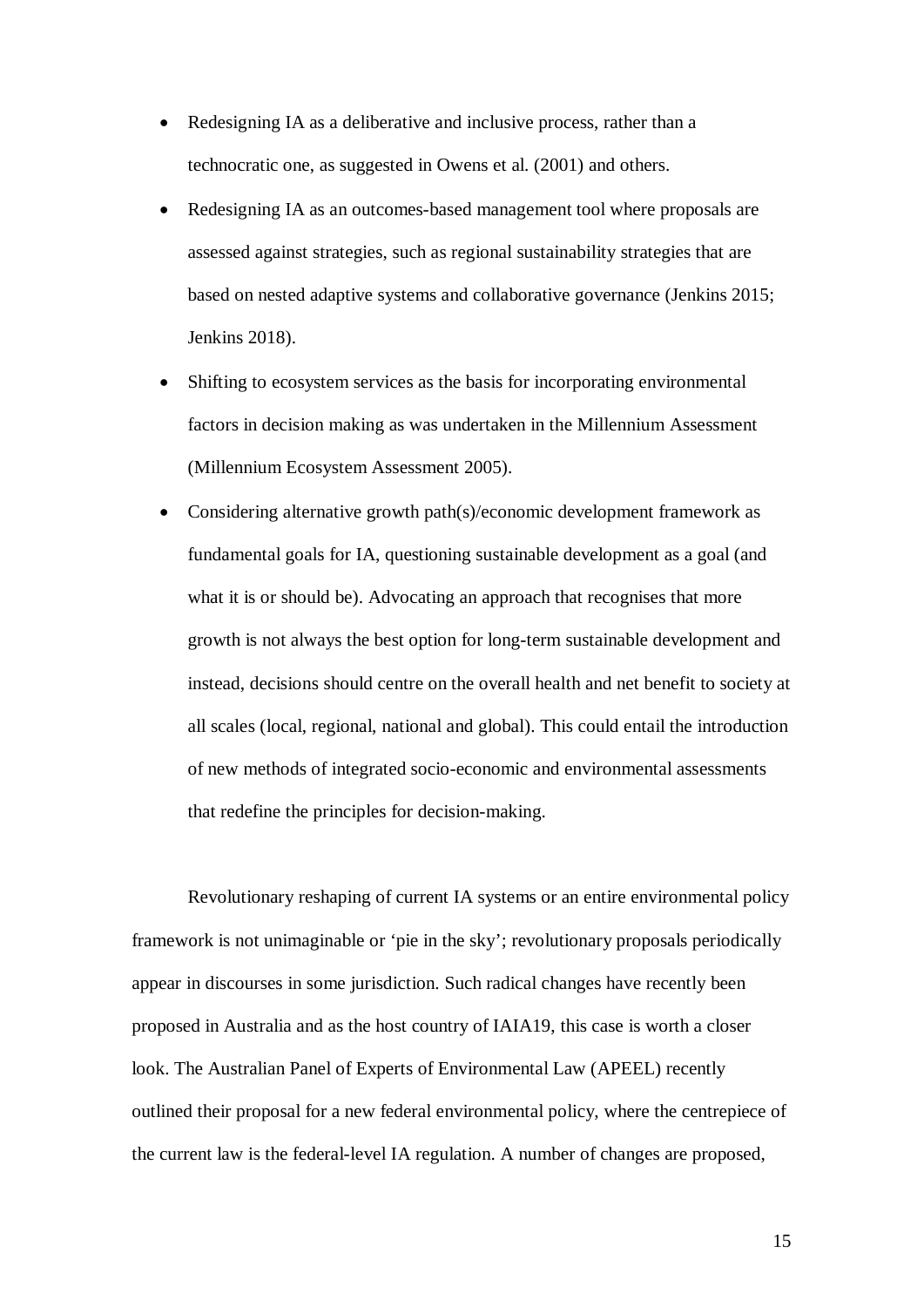- Redesigning IA as a deliberative and inclusive process, rather than a technocratic one, as suggested in Owens et al. (2001) and others.
- Redesigning IA as an outcomes-based management tool where proposals are assessed against strategies, such as regional sustainability strategies that are based on nested adaptive systems and collaborative governance (Jenkins 2015; Jenkins 2018).
- Shifting to ecosystem services as the basis for incorporating environmental factors in decision making as was undertaken in the Millennium Assessment (Millennium Ecosystem Assessment 2005).
- Considering alternative growth path(s)/economic development framework as fundamental goals for IA, questioning sustainable development as a goal (and what it is or should be). Advocating an approach that recognises that more growth is not always the best option for long-term sustainable development and instead, decisions should centre on the overall health and net benefit to society at all scales (local, regional, national and global). This could entail the introduction of new methods of integrated socio-economic and environmental assessments that redefine the principles for decision-making.

Revolutionary reshaping of current IA systems or an entire environmental policy framework is not unimaginable or 'pie in the sky'; revolutionary proposals periodically appear in discourses in some jurisdiction. Such radical changes have recently been proposed in Australia and as the host country of IAIA19, this case is worth a closer look. The Australian Panel of Experts of Environmental Law (APEEL) recently outlined their proposal for a new federal environmental policy, where the centrepiece of the current law is the federal-level IA regulation. A number of changes are proposed,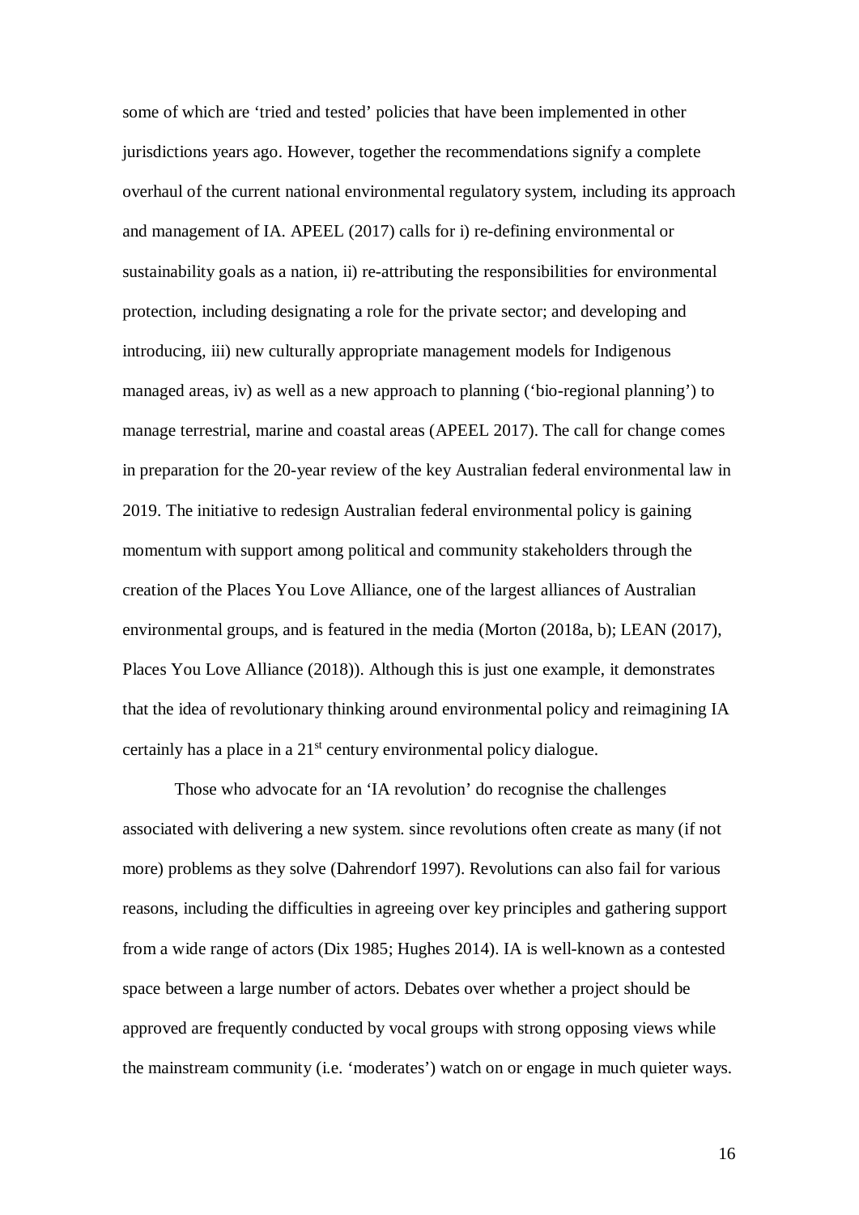some of which are 'tried and tested' policies that have been implemented in other jurisdictions years ago. However, together the recommendations signify a complete overhaul of the current national environmental regulatory system, including its approach and management of IA. APEEL (2017) calls for i) re-defining environmental or sustainability goals as a nation, ii) re-attributing the responsibilities for environmental protection, including designating a role for the private sector; and developing and introducing, iii) new culturally appropriate management models for Indigenous managed areas, iv) as well as a new approach to planning ('bio-regional planning') to manage terrestrial, marine and coastal areas (APEEL 2017). The call for change comes in preparation for the 20-year review of the key Australian federal environmental law in 2019. The initiative to redesign Australian federal environmental policy is gaining momentum with support among political and community stakeholders through the creation of the Places You Love Alliance, one of the largest alliances of Australian environmental groups, and is featured in the media (Morton (2018a, b); LEAN (2017), Places You Love Alliance (2018)). Although this is just one example, it demonstrates that the idea of revolutionary thinking around environmental policy and reimagining IA certainly has a place in a 21st century environmental policy dialogue.

Those who advocate for an 'IA revolution' do recognise the challenges associated with delivering a new system. since revolutions often create as many (if not more) problems as they solve (Dahrendorf 1997). Revolutions can also fail for various reasons, including the difficulties in agreeing over key principles and gathering support from a wide range of actors (Dix 1985; Hughes 2014). IA is well-known as a contested space between a large number of actors. Debates over whether a project should be approved are frequently conducted by vocal groups with strong opposing views while the mainstream community (i.e. 'moderates') watch on or engage in much quieter ways.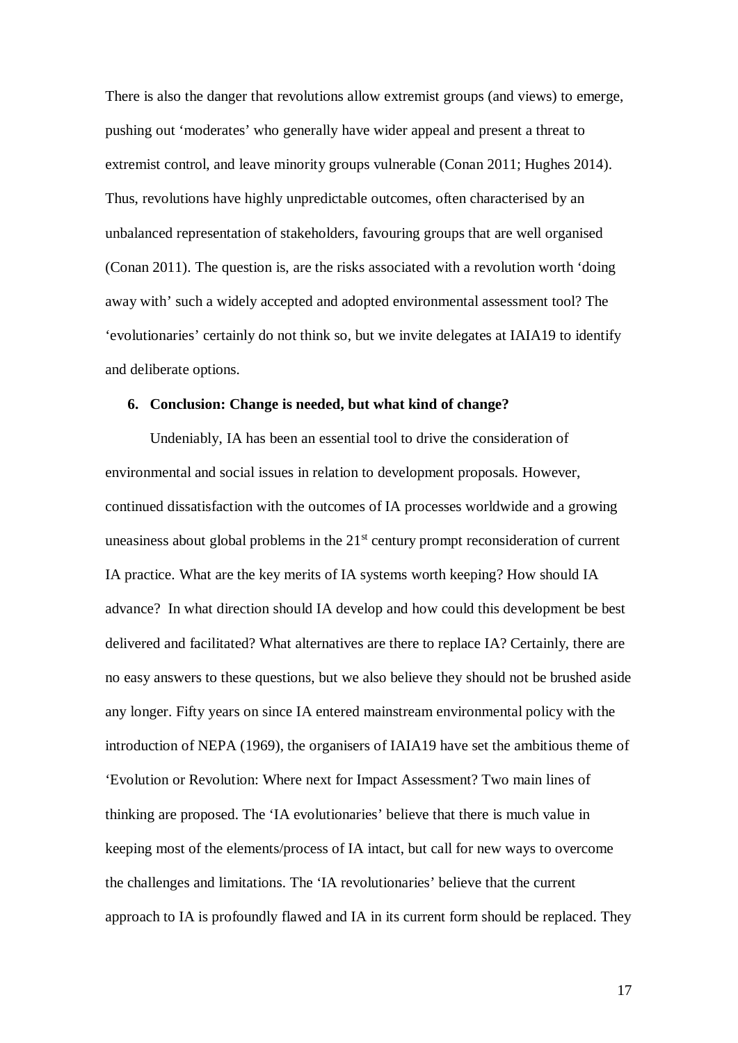There is also the danger that revolutions allow extremist groups (and views) to emerge, pushing out 'moderates' who generally have wider appeal and present a threat to extremist control, and leave minority groups vulnerable (Conan 2011; Hughes 2014). Thus, revolutions have highly unpredictable outcomes, often characterised by an unbalanced representation of stakeholders, favouring groups that are well organised (Conan 2011). The question is, are the risks associated with a revolution worth 'doing away with' such a widely accepted and adopted environmental assessment tool? The 'evolutionaries' certainly do not think so, but we invite delegates at IAIA19 to identify and deliberate options.

## 6. Conclusion: Change is needed, but what kind of change?

Undeniably, IA has been an essential tool to drive the consideration of environmental and social issues in relation to development proposals. However, continued dissatisfaction with the outcomes of IA processes worldwide and a growing uneasiness about global problems in the 21st century prompt reconsideration of current IA practice. What are the key merits of IA systems worth keeping? How should IA advance? In what direction should IA develop and how could this development be best delivered and facilitated? What alternatives are there to replace IA? Certainly, there are no easy answers to these questions, but we also believe they should not be brushed aside any longer. Fifty years on since IA entered mainstream environmental policy with the introduction of NEPA (1969), the organisers of IAIA19 have set the ambitious theme of 'Evolution or Revolution: Where next for Impact Assessment? Two main lines of thinking are proposed. The 'IA evolutionaries' believe that there is much value in keeping most of the elements/process of IA intact, but call for new ways to overcome the challenges and limitations. The 'IA revolutionaries' believe that the current approach to IA is profoundly flawed and IA in its current form should be replaced. They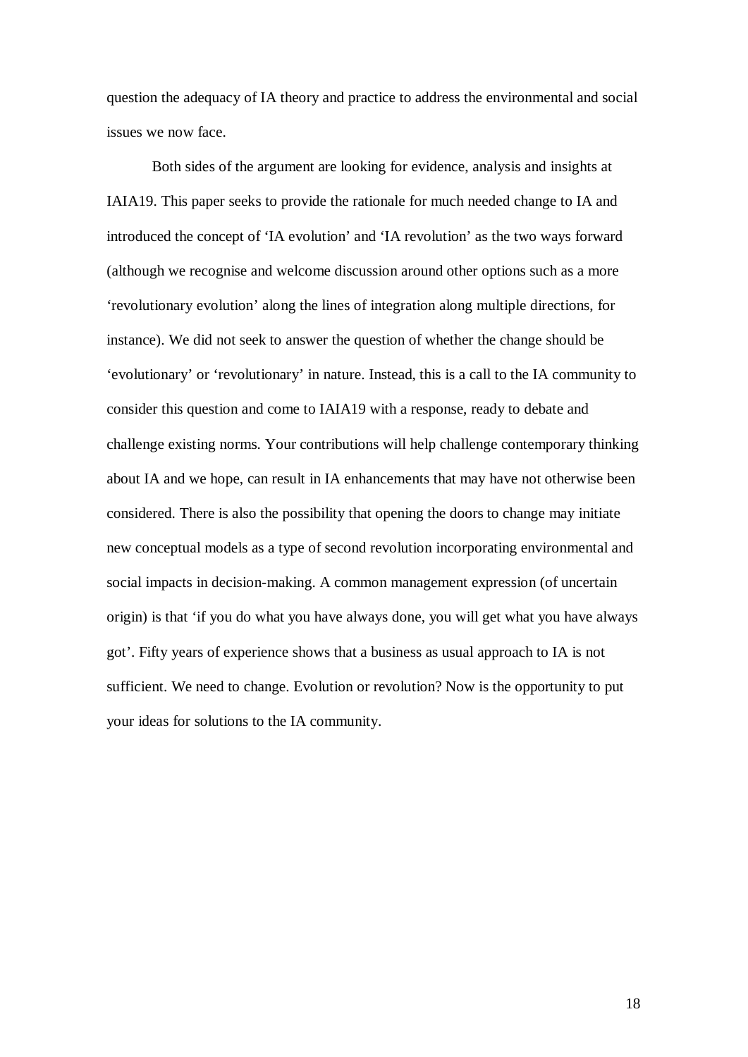question the adequacy of IA theory and practice to address the environmental and social issues we now face.

Both sides of the argument are looking for evidence, analysis and insights at IAIA19. This paper seeks to provide the rationale for much needed change to IA and introduced the concept of 'IA evolution' and 'IA revolution' as the two ways forward (although we recognise and welcome discussion around other options such as a more 'revolutionary evolution' along the lines of integration along multiple directions, for instance). We did not seek to answer the question of whether the change should be 'evolutionary' or 'revolutionary' in nature. Instead, this is a call to the IA community to consider this question and come to IAIA19 with a response, ready to debate and challenge existing norms. Your contributions will help challenge contemporary thinking about IA and we hope, can result in IA enhancements that may have not otherwise been considered. There is also the possibility that opening the doors to change may initiate new conceptual models as a type of second revolution incorporating environmental and social impacts in decision-making. A common management expression (of uncertain origin) is that 'if you do what you have always done, you will get what you have always got'. Fifty years of experience shows that a business as usual approach to IA is not sufficient. We need to change. Evolution or revolution? Now is the opportunity to put your ideas for solutions to the IA community.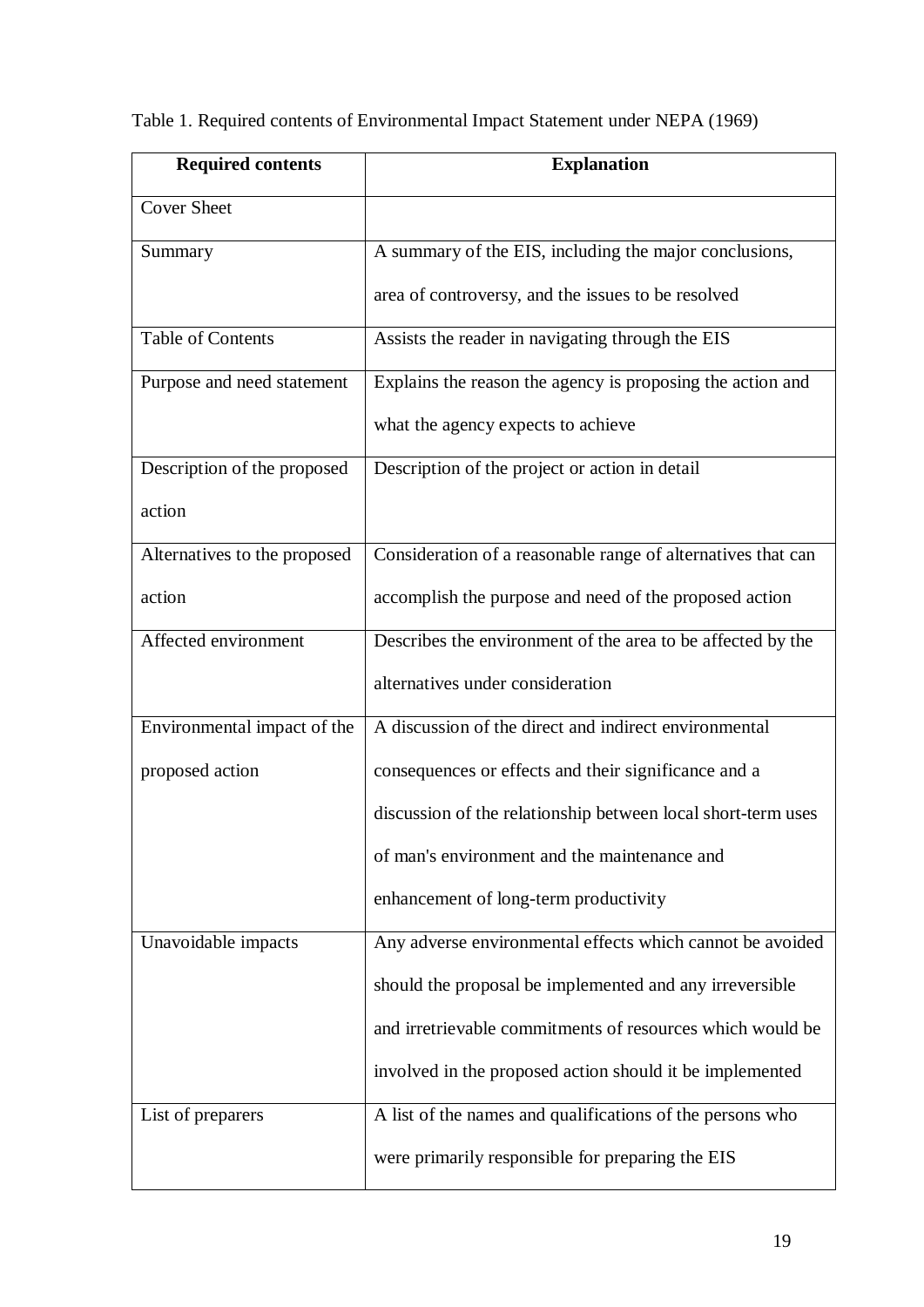Table 1. Required contents of Environmental Impact Statement under NEPA (1969)

| Required contents | Explanation |
|---|---|
| Cover Sheet | |
| Summary | A summary of the EIS, including the major conclusions, area of controversy, and the issues to be resolved |
| Table of Contents | Assists the reader in navigating through the EIS |
| Purpose and need statement | Explains the reason the agency is proposing the action and what the agency expects to achieve |
| Description of the proposed action | Description of the project or action in detail |
| Alternatives to the proposed action | Consideration of a reasonable range of alternatives that can accomplish the purpose and need of the proposed action |
| Affected environment | Describes the environment of the area to be affected by the alternatives under consideration |
| Environmental impact of the proposed action | A discussion of the direct and indirect environmental consequences or effects and their significance and a discussion of the relationship between local short-term uses of man's environment and the maintenance and enhancement of long-term productivity |
| Unavoidable impacts | Any adverse environmental effects which cannot be avoided should the proposal be implemented and any irreversible and irretrievable commitments of resources which would be involved in the proposed action should it be implemented |
| List of preparers | A list of the names and qualifications of the persons who were primarily responsible for preparing the EIS |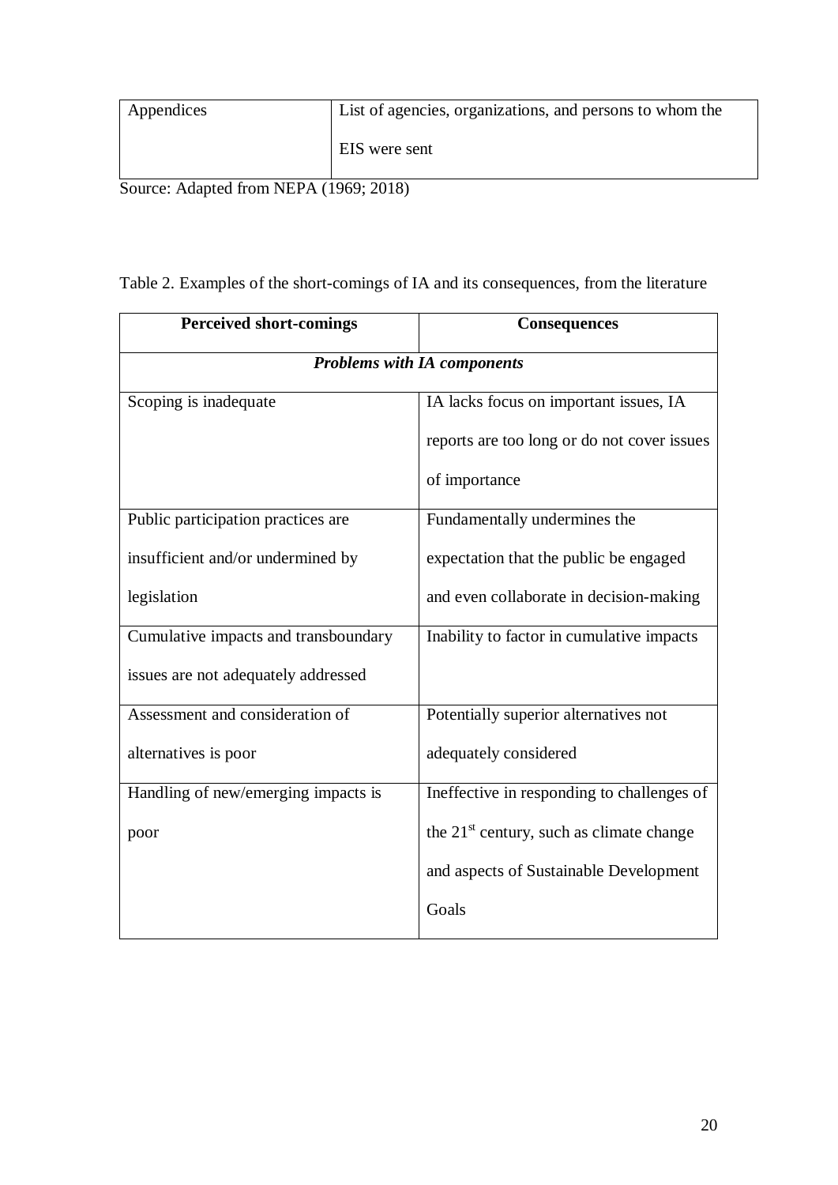| Appendices | List of agencies, organizations, and persons to whom the EIS were sent |
|---|---|

Source: Adapted from NEPA (1969; 2018)

Table 2. Examples of the short-comings of IA and its consequences, from the literature

| Perceived short-comings | Consequences |
|---|---|
| ***Problems with IA components*** | |
| Scoping is inadequate | IA lacks focus on important issues, IA reports are too long or do not cover issues of importance |
| Public participation practices are insufficient and/or undermined by legislation | Fundamentally undermines the expectation that the public be engaged and even collaborate in decision-making |
| Cumulative impacts and transboundary issues are not adequately addressed | Inability to factor in cumulative impacts |
| Assessment and consideration of alternatives is poor | Potentially superior alternatives not adequately considered |
| Handling of new/emerging impacts is poor | Ineffective in responding to challenges of the 21st century, such as climate change and aspects of Sustainable Development Goals |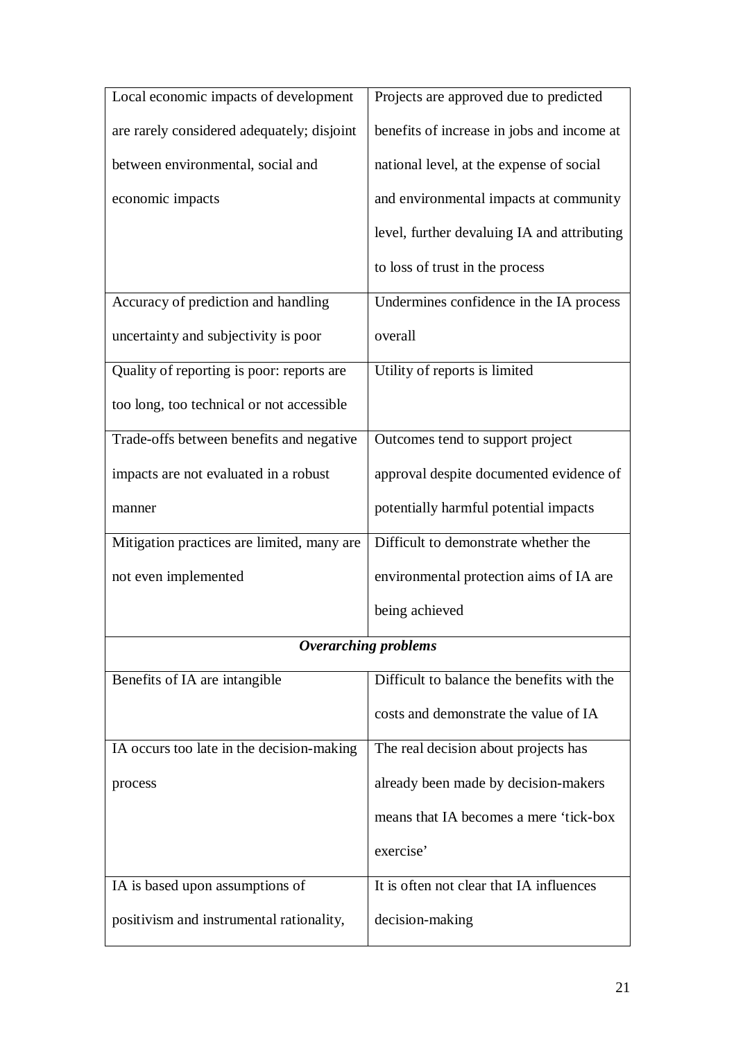| | |
|---|---|
| Local economic impacts of development are rarely considered adequately; disjoint between environmental, social and economic impacts | Projects are approved due to predicted benefits of increase in jobs and income at national level, at the expense of social and environmental impacts at community level, further devaluing IA and attributing to loss of trust in the process |
| Accuracy of prediction and handling uncertainty and subjectivity is poor | Undermines confidence in the IA process overall |
| Quality of reporting is poor: reports are too long, too technical or not accessible | Utility of reports is limited |
| Trade-offs between benefits and negative impacts are not evaluated in a robust manner | Outcomes tend to support project approval despite documented evidence of potentially harmful potential impacts |
| Mitigation practices are limited, many are not even implemented | Difficult to demonstrate whether the environmental protection aims of IA are being achieved |
| ***Overarching problems*** | |
| Benefits of IA are intangible | Difficult to balance the benefits with the costs and demonstrate the value of IA |
| IA occurs too late in the decision-making process | The real decision about projects has already been made by decision-makers means that IA becomes a mere 'tick-box exercise' |
| IA is based upon assumptions of positivism and instrumental rationality, | It is often not clear that IA influences decision-making |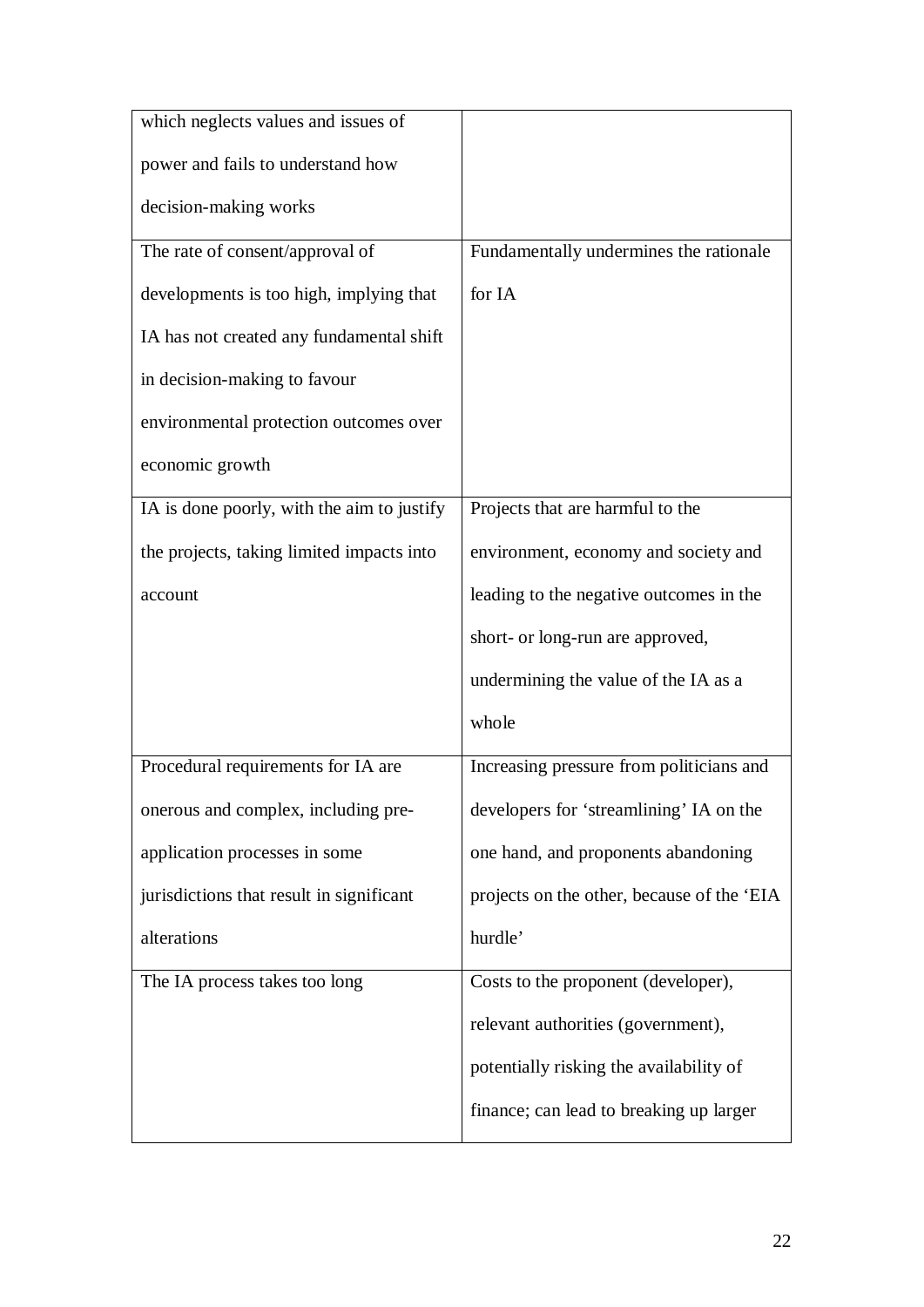| | |
|---|---|
| which neglects values and issues of power and fails to understand how decision-making works | |
| The rate of consent/approval of developments is too high, implying that IA has not created any fundamental shift in decision-making to favour environmental protection outcomes over economic growth | Fundamentally undermines the rationale for IA |
| IA is done poorly, with the aim to justify the projects, taking limited impacts into account | Projects that are harmful to the environment, economy and society and leading to the negative outcomes in the short- or long-run are approved, undermining the value of the IA as a whole |
| Procedural requirements for IA are onerous and complex, including pre-application processes in some jurisdictions that result in significant alterations | Increasing pressure from politicians and developers for 'streamlining' IA on the one hand, and proponents abandoning projects on the other, because of the 'EIA hurdle' |
| The IA process takes too long | Costs to the proponent (developer), relevant authorities (government), potentially risking the availability of finance; can lead to breaking up larger |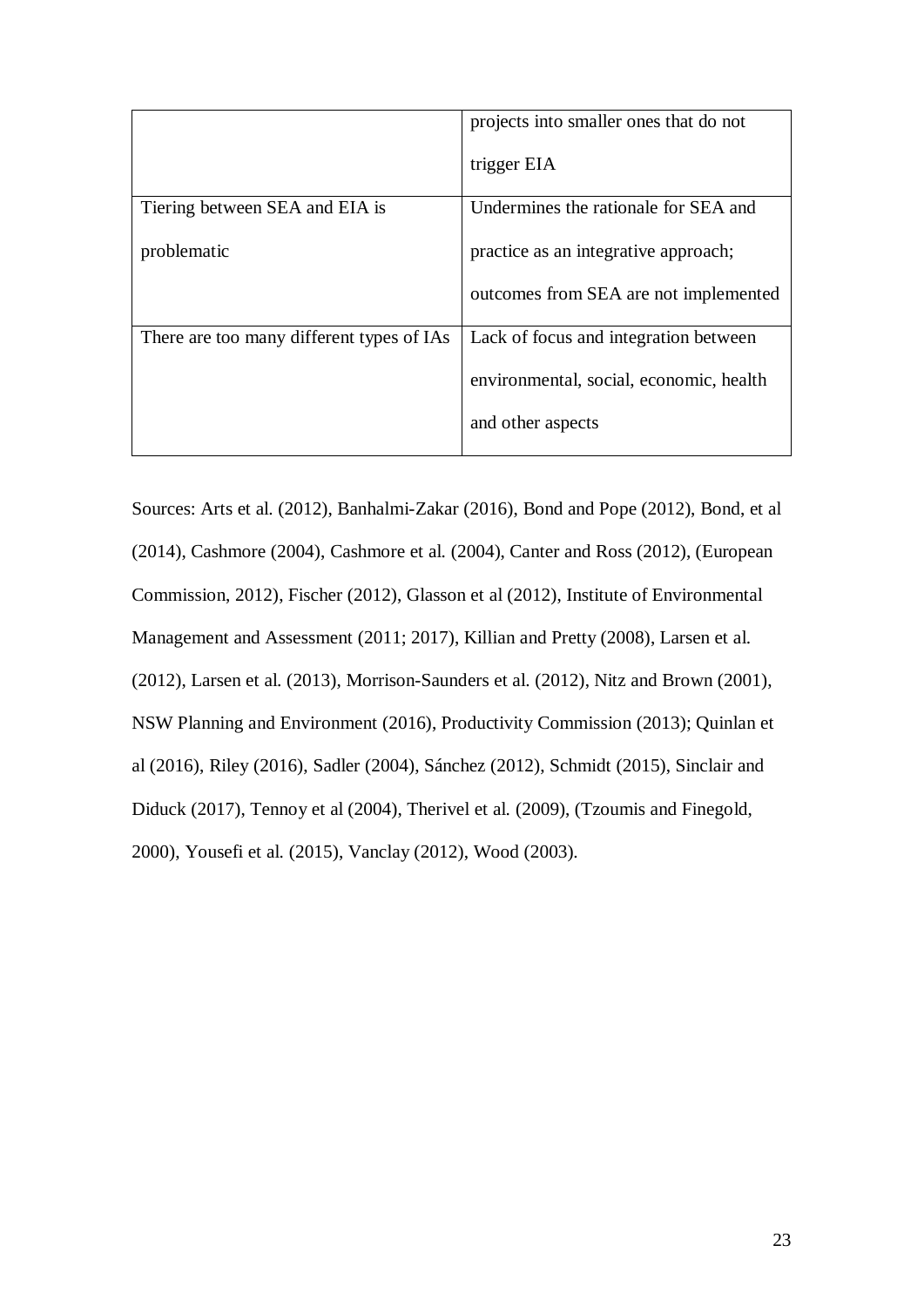| | |
|---|---|
| | projects into smaller ones that do not trigger EIA |
| Tiering between SEA and EIA is problematic | Undermines the rationale for SEA and practice as an integrative approach; outcomes from SEA are not implemented |
| There are too many different types of IAs | Lack of focus and integration between environmental, social, economic, health and other aspects |

Sources: Arts et al. (2012), Banhalmi-Zakar (2016), Bond and Pope (2012), Bond, et al (2014), Cashmore (2004), Cashmore et al. (2004), Canter and Ross (2012), (European Commission, 2012), Fischer (2012), Glasson et al (2012), Institute of Environmental Management and Assessment (2011; 2017), Killian and Pretty (2008), Larsen et al. (2012), Larsen et al. (2013), Morrison-Saunders et al. (2012), Nitz and Brown (2001), NSW Planning and Environment (2016), Productivity Commission (2013); Quinlan et al (2016), Riley (2016), Sadler (2004), Sánchez (2012), Schmidt (2015), Sinclair and Diduck (2017), Tennoy et al (2004), Therivel et al. (2009), (Tzoumis and Finegold, 2000), Yousefi et al. (2015), Vanclay (2012), Wood (2003).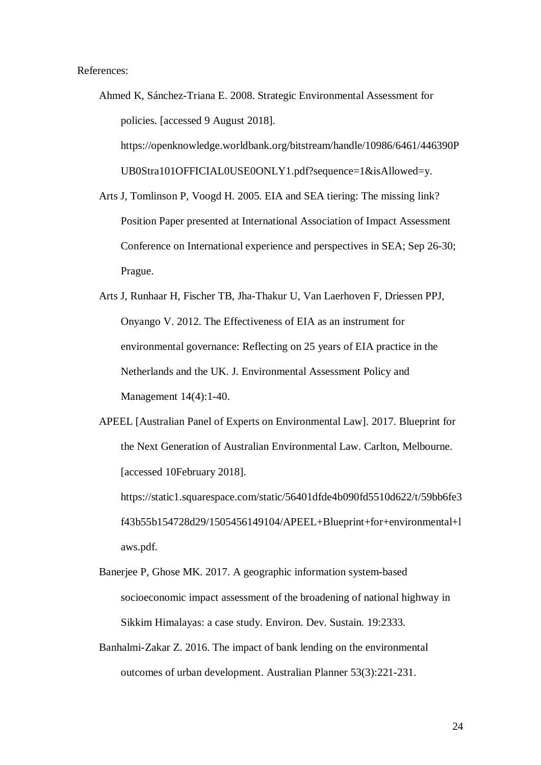References:

Ahmed K, Sánchez-Triana E. 2008. Strategic Environmental Assessment for policies. [accessed 9 August 2018]. https://openknowledge.worldbank.org/bitstream/handle/10986/6461/446390PUB0Stra101OFFICIAL0USE0ONLY1.pdf?sequence=1&isAllowed=y.

Arts J, Tomlinson P, Voogd H. 2005. EIA and SEA tiering: The missing link? Position Paper presented at International Association of Impact Assessment Conference on International experience and perspectives in SEA; Sep 26-30; Prague.

Arts J, Runhaar H, Fischer TB, Jha-Thakur U, Van Laerhoven F, Driessen PPJ, Onyango V. 2012. The Effectiveness of EIA as an instrument for environmental governance: Reflecting on 25 years of EIA practice in the Netherlands and the UK. J. Environmental Assessment Policy and Management 14(4):1-40.

APEEL [Australian Panel of Experts on Environmental Law]. 2017. Blueprint for the Next Generation of Australian Environmental Law. Carlton, Melbourne. [accessed 10February 2018]. https://static1.squarespace.com/static/56401dfde4b090fd5510d622/t/59bb6fe3f43b55b154728d29/1505456149104/APEEL+Blueprint+for+environmental+laws.pdf.

Banerjee P, Ghose MK. 2017. A geographic information system-based socioeconomic impact assessment of the broadening of national highway in Sikkim Himalayas: a case study. Environ. Dev. Sustain. 19:2333.

Banhalmi-Zakar Z. 2016. The impact of bank lending on the environmental outcomes of urban development. Australian Planner 53(3):221-231.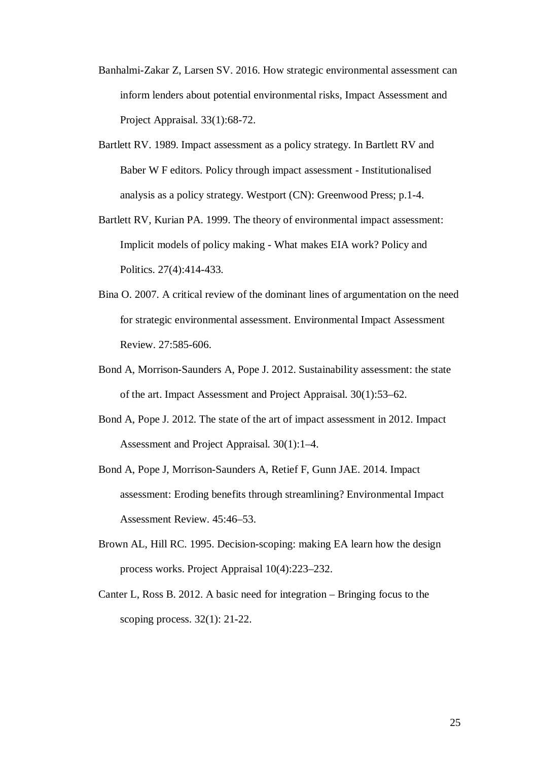Banhalmi-Zakar Z, Larsen SV. 2016. How strategic environmental assessment can inform lenders about potential environmental risks, Impact Assessment and Project Appraisal. 33(1):68-72.

Bartlett RV. 1989. Impact assessment as a policy strategy. In Bartlett RV and Baber W F editors. Policy through impact assessment - Institutionalised analysis as a policy strategy. Westport (CN): Greenwood Press; p.1-4.

Bartlett RV, Kurian PA. 1999. The theory of environmental impact assessment: Implicit models of policy making - What makes EIA work? Policy and Politics. 27(4):414-433.

Bina O. 2007. A critical review of the dominant lines of argumentation on the need for strategic environmental assessment. Environmental Impact Assessment Review. 27:585-606.

Bond A, Morrison-Saunders A, Pope J. 2012. Sustainability assessment: the state of the art. Impact Assessment and Project Appraisal. 30(1):53–62.

Bond A, Pope J. 2012. The state of the art of impact assessment in 2012. Impact Assessment and Project Appraisal. 30(1):1–4.

Bond A, Pope J, Morrison-Saunders A, Retief F, Gunn JAE. 2014. Impact assessment: Eroding benefits through streamlining? Environmental Impact Assessment Review. 45:46–53.

Brown AL, Hill RC. 1995. Decision-scoping: making EA learn how the design process works. Project Appraisal 10(4):223–232.

Canter L, Ross B. 2012. A basic need for integration – Bringing focus to the scoping process. 32(1): 21-22.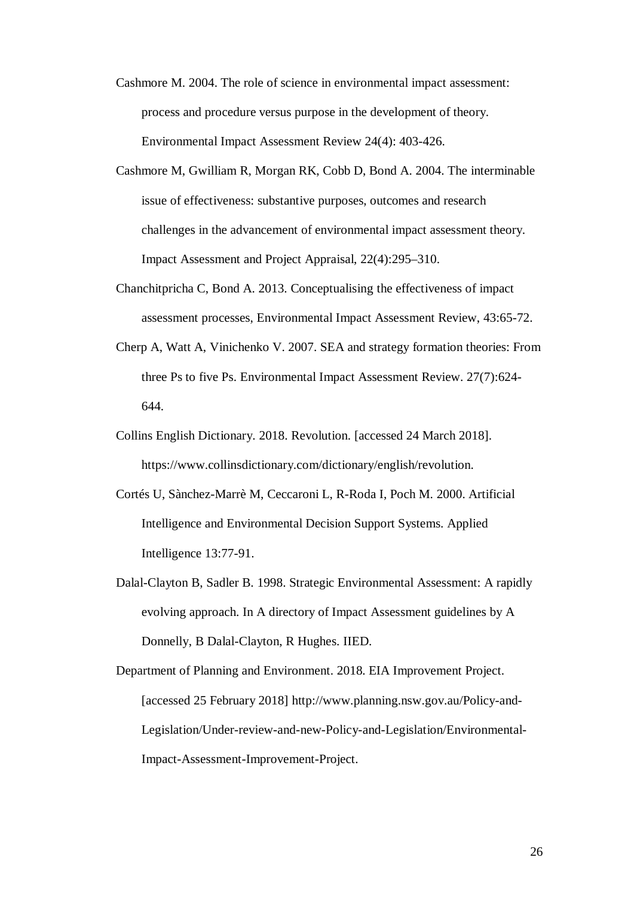Cashmore M. 2004. The role of science in environmental impact assessment: process and procedure versus purpose in the development of theory. Environmental Impact Assessment Review 24(4): 403-426.

Cashmore M, Gwilliam R, Morgan RK, Cobb D, Bond A. 2004. The interminable issue of effectiveness: substantive purposes, outcomes and research challenges in the advancement of environmental impact assessment theory. Impact Assessment and Project Appraisal, 22(4):295–310.

Chanchitpricha C, Bond A. 2013. Conceptualising the effectiveness of impact assessment processes, Environmental Impact Assessment Review, 43:65-72.

Cherp A, Watt A, Vinichenko V. 2007. SEA and strategy formation theories: From three Ps to five Ps. Environmental Impact Assessment Review. 27(7):624-644.

Collins English Dictionary. 2018. Revolution. [accessed 24 March 2018]. https://www.collinsdictionary.com/dictionary/english/revolution.

Cortés U, Sànchez-Marrè M, Ceccaroni L, R-Roda I, Poch M. 2000. Artificial Intelligence and Environmental Decision Support Systems. Applied Intelligence 13:77-91.

Dalal-Clayton B, Sadler B. 1998. Strategic Environmental Assessment: A rapidly evolving approach. In A directory of Impact Assessment guidelines by A Donnelly, B Dalal-Clayton, R Hughes. IIED.

Department of Planning and Environment. 2018. EIA Improvement Project. [accessed 25 February 2018] http://www.planning.nsw.gov.au/Policy-and-Legislation/Under-review-and-new-Policy-and-Legislation/Environmental-Impact-Assessment-Improvement-Project.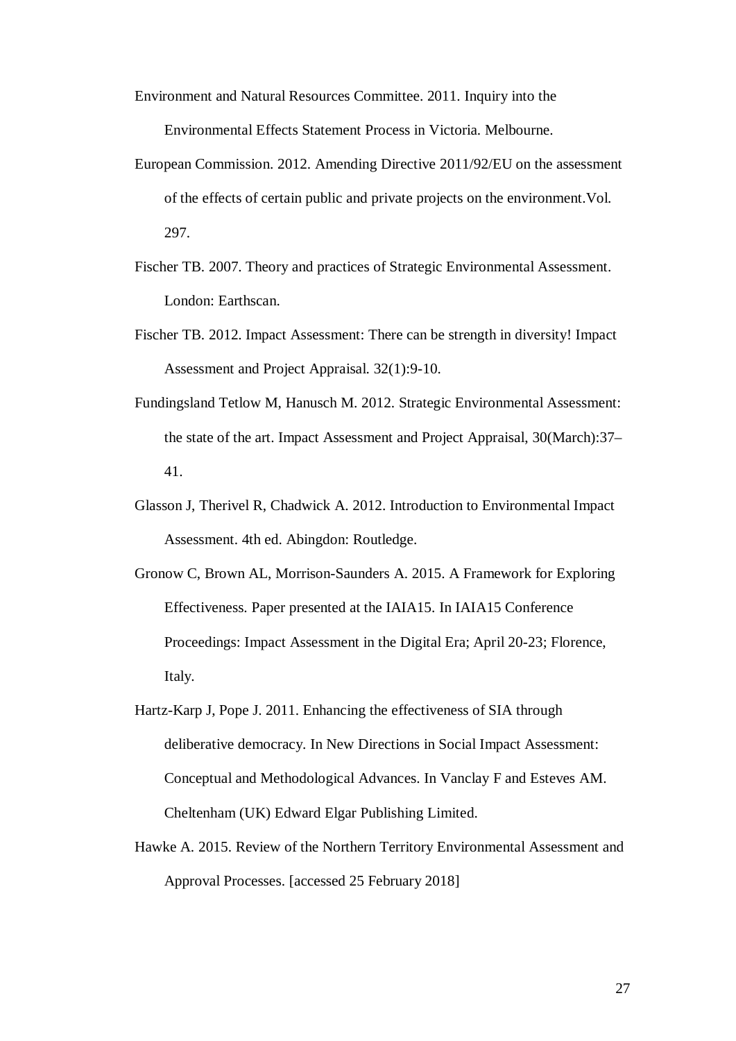Environment and Natural Resources Committee. 2011. Inquiry into the Environmental Effects Statement Process in Victoria. Melbourne.

European Commission. 2012. Amending Directive 2011/92/EU on the assessment of the effects of certain public and private projects on the environment.Vol. 297.

Fischer TB. 2007. Theory and practices of Strategic Environmental Assessment. London: Earthscan.

Fischer TB. 2012. Impact Assessment: There can be strength in diversity! Impact Assessment and Project Appraisal. 32(1):9-10.

Fundingsland Tetlow M, Hanusch M. 2012. Strategic Environmental Assessment: the state of the art. Impact Assessment and Project Appraisal, 30(March):37–41.

Glasson J, Therivel R, Chadwick A. 2012. Introduction to Environmental Impact Assessment. 4th ed. Abingdon: Routledge.

Gronow C, Brown AL, Morrison-Saunders A. 2015. A Framework for Exploring Effectiveness. Paper presented at the IAIA15. In IAIA15 Conference Proceedings: Impact Assessment in the Digital Era; April 20-23; Florence, Italy.

Hartz-Karp J, Pope J. 2011. Enhancing the effectiveness of SIA through deliberative democracy. In New Directions in Social Impact Assessment: Conceptual and Methodological Advances. In Vanclay F and Esteves AM. Cheltenham (UK) Edward Elgar Publishing Limited.

Hawke A. 2015. Review of the Northern Territory Environmental Assessment and Approval Processes. [accessed 25 February 2018]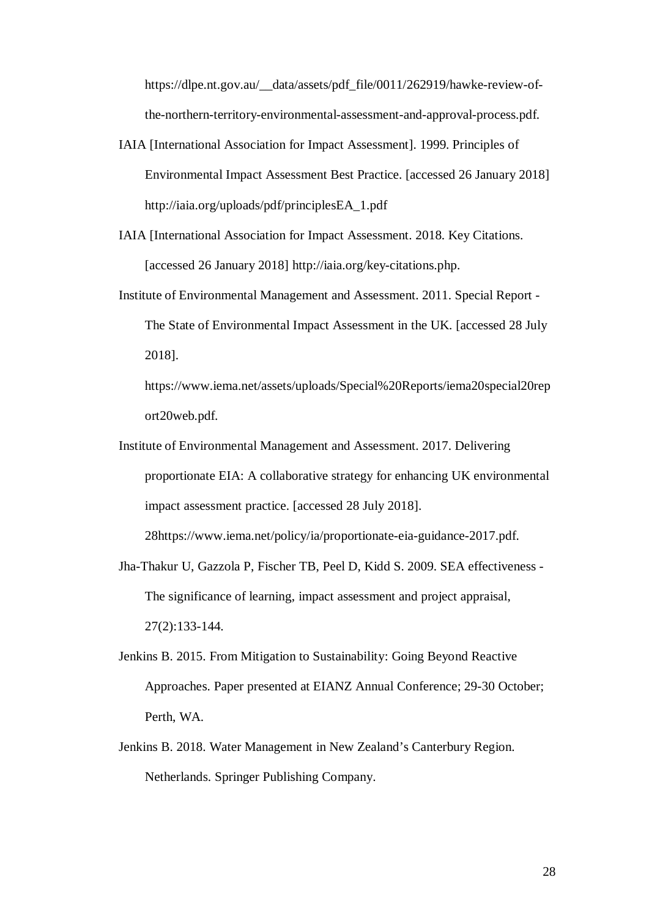https://dlpe.nt.gov.au/__data/assets/pdf_file/0011/262919/hawke-review-of-the-northern-territory-environmental-assessment-and-approval-process.pdf.

IAIA [International Association for Impact Assessment]. 1999. Principles of Environmental Impact Assessment Best Practice. [accessed 26 January 2018] http://iaia.org/uploads/pdf/principlesEA_1.pdf

IAIA [International Association for Impact Assessment. 2018. Key Citations. [accessed 26 January 2018] http://iaia.org/key-citations.php.

Institute of Environmental Management and Assessment. 2011. Special Report - The State of Environmental Impact Assessment in the UK. [accessed 28 July 2018].

https://www.iema.net/assets/uploads/Special%20Reports/iema20special20report20web.pdf.

Institute of Environmental Management and Assessment. 2017. Delivering proportionate EIA: A collaborative strategy for enhancing UK environmental impact assessment practice. [accessed 28 July 2018].

28https://www.iema.net/policy/ia/proportionate-eia-guidance-2017.pdf.

Jha-Thakur U, Gazzola P, Fischer TB, Peel D, Kidd S. 2009. SEA effectiveness - The significance of learning, impact assessment and project appraisal, 27(2):133-144.

Jenkins B. 2015. From Mitigation to Sustainability: Going Beyond Reactive Approaches. Paper presented at EIANZ Annual Conference; 29-30 October; Perth, WA.

Jenkins B. 2018. Water Management in New Zealand's Canterbury Region. Netherlands. Springer Publishing Company.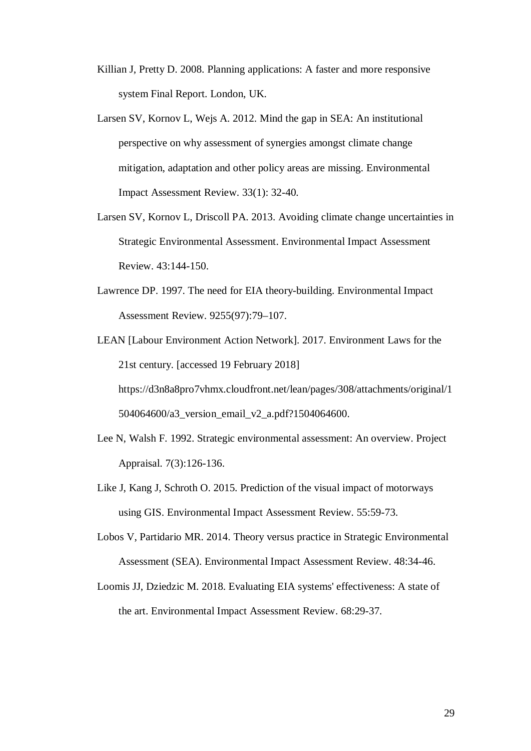Killian J, Pretty D. 2008. Planning applications: A faster and more responsive system Final Report. London, UK.

Larsen SV, Kornov L, Wejs A. 2012. Mind the gap in SEA: An institutional perspective on why assessment of synergies amongst climate change mitigation, adaptation and other policy areas are missing. Environmental Impact Assessment Review. 33(1): 32-40.

Larsen SV, Kornov L, Driscoll PA. 2013. Avoiding climate change uncertainties in Strategic Environmental Assessment. Environmental Impact Assessment Review. 43:144-150.

Lawrence DP. 1997. The need for EIA theory-building. Environmental Impact Assessment Review. 9255(97):79–107.

LEAN [Labour Environment Action Network]. 2017. Environment Laws for the 21st century. [accessed 19 February 2018] https://d3n8a8pro7vhmx.cloudfront.net/lean/pages/308/attachments/original/1504064600/a3_version_email_v2_a.pdf?1504064600.

Lee N, Walsh F. 1992. Strategic environmental assessment: An overview. Project Appraisal. 7(3):126-136.

Like J, Kang J, Schroth O. 2015. Prediction of the visual impact of motorways using GIS. Environmental Impact Assessment Review. 55:59-73.

Lobos V, Partidario MR. 2014. Theory versus practice in Strategic Environmental Assessment (SEA). Environmental Impact Assessment Review. 48:34-46.

Loomis JJ, Dziedzic M. 2018. Evaluating EIA systems' effectiveness: A state of the art. Environmental Impact Assessment Review. 68:29-37.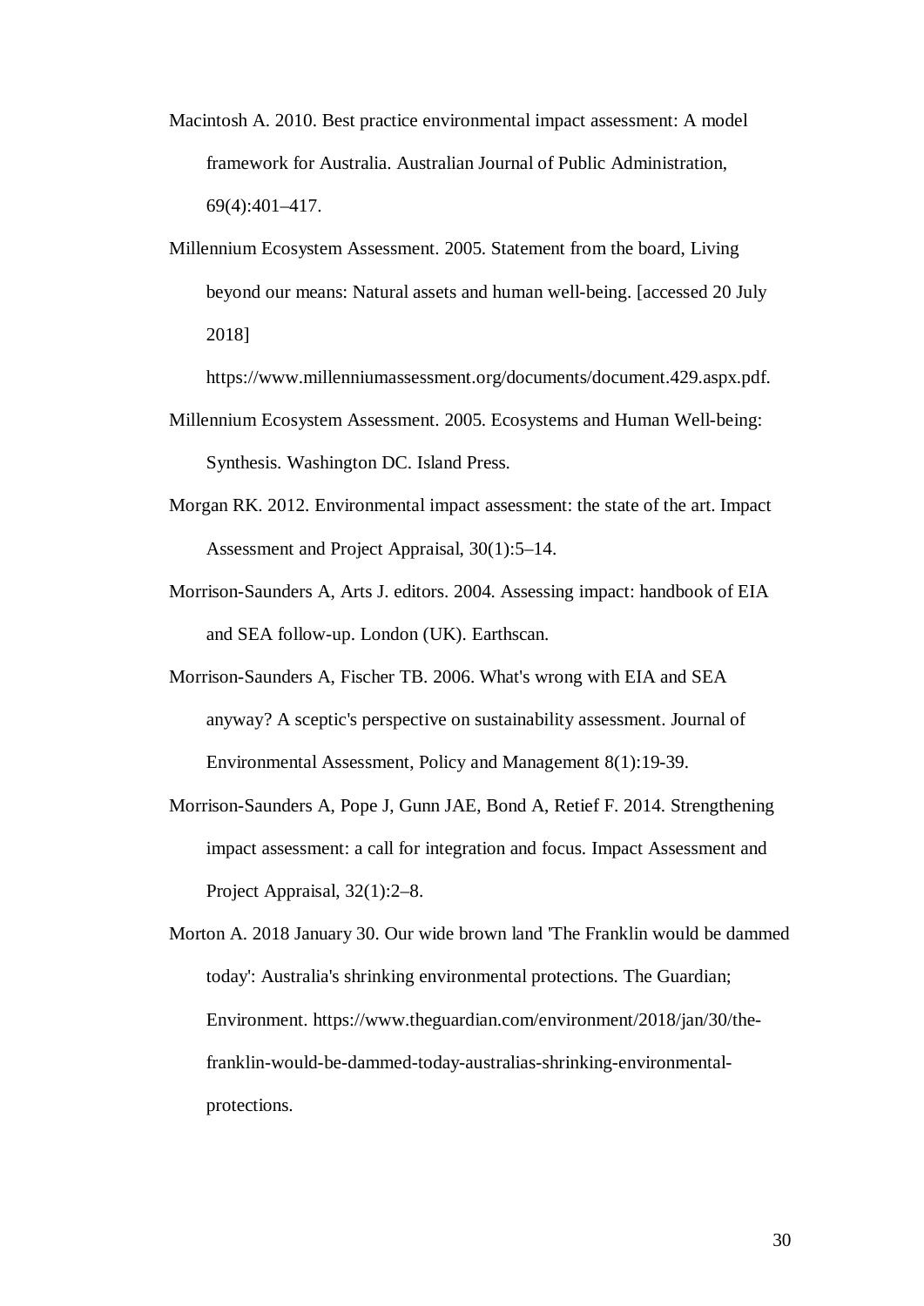Macintosh A. 2010. Best practice environmental impact assessment: A model framework for Australia. Australian Journal of Public Administration, 69(4):401–417.

Millennium Ecosystem Assessment. 2005. Statement from the board, Living beyond our means: Natural assets and human well-being. [accessed 20 July 2018] https://www.millenniumassessment.org/documents/document.429.aspx.pdf.

Millennium Ecosystem Assessment. 2005. Ecosystems and Human Well-being: Synthesis. Washington DC. Island Press.

Morgan RK. 2012. Environmental impact assessment: the state of the art. Impact Assessment and Project Appraisal, 30(1):5–14.

Morrison-Saunders A, Arts J. editors. 2004. Assessing impact: handbook of EIA and SEA follow-up. London (UK). Earthscan.

Morrison-Saunders A, Fischer TB. 2006. What's wrong with EIA and SEA anyway? A sceptic's perspective on sustainability assessment. Journal of Environmental Assessment, Policy and Management 8(1):19-39.

Morrison-Saunders A, Pope J, Gunn JAE, Bond A, Retief F. 2014. Strengthening impact assessment: a call for integration and focus. Impact Assessment and Project Appraisal, 32(1):2–8.

Morton A. 2018 January 30. Our wide brown land 'The Franklin would be dammed today': Australia's shrinking environmental protections. The Guardian; Environment. https://www.theguardian.com/environment/2018/jan/30/the-franklin-would-be-dammed-today-australias-shrinking-environmental-protections.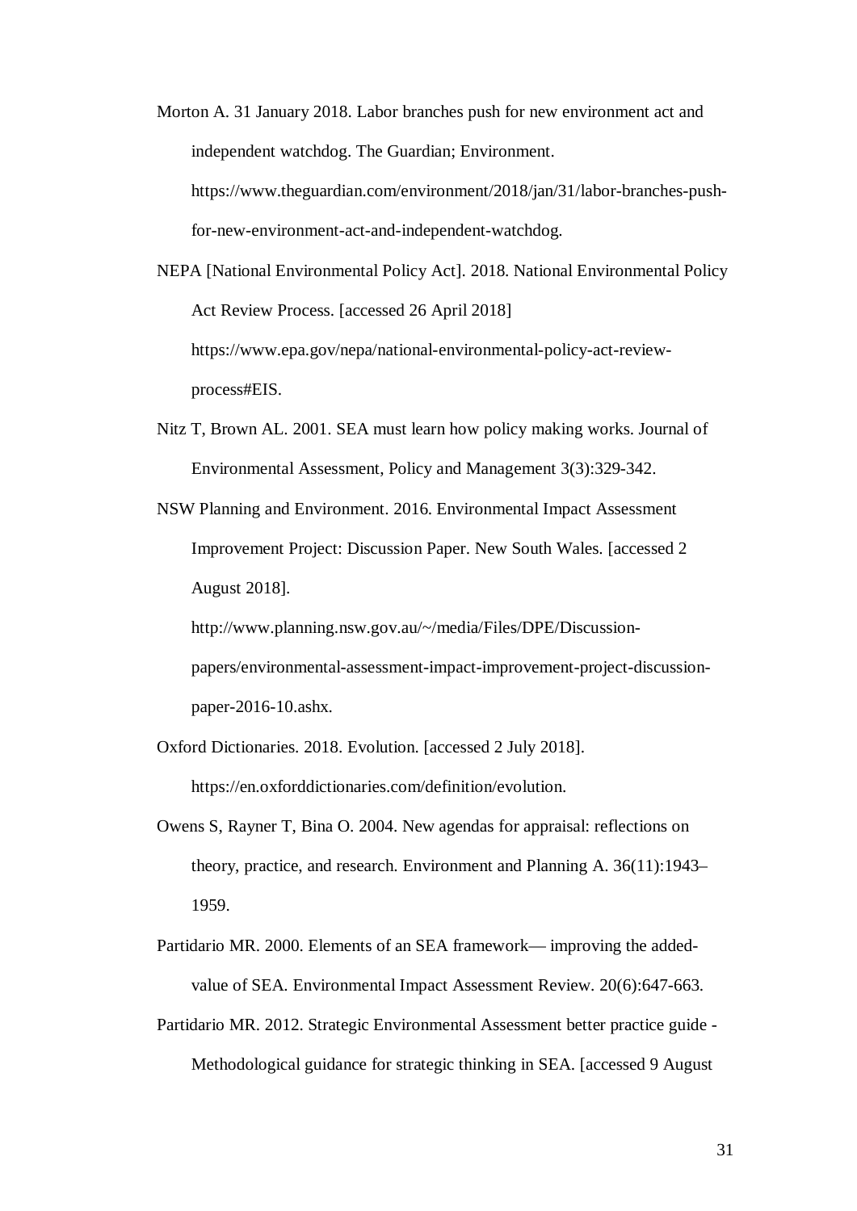Morton A. 31 January 2018. Labor branches push for new environment act and independent watchdog. The Guardian; Environment. https://www.theguardian.com/environment/2018/jan/31/labor-branches-push-for-new-environment-act-and-independent-watchdog.

NEPA [National Environmental Policy Act]. 2018. National Environmental Policy Act Review Process. [accessed 26 April 2018] https://www.epa.gov/nepa/national-environmental-policy-act-review-process#EIS.

Nitz T, Brown AL. 2001. SEA must learn how policy making works. Journal of Environmental Assessment, Policy and Management 3(3):329-342.

NSW Planning and Environment. 2016. Environmental Impact Assessment Improvement Project: Discussion Paper. New South Wales. [accessed 2 August 2018].

http://www.planning.nsw.gov.au/~/media/Files/DPE/Discussion-papers/environmental-assessment-impact-improvement-project-discussion-paper-2016-10.ashx.

Oxford Dictionaries. 2018. Evolution. [accessed 2 July 2018]. https://en.oxforddictionaries.com/definition/evolution.

Owens S, Rayner T, Bina O. 2004. New agendas for appraisal: reflections on theory, practice, and research. Environment and Planning A. 36(11):1943–1959.

Partidario MR. 2000. Elements of an SEA framework— improving the added-value of SEA. Environmental Impact Assessment Review. 20(6):647-663.

Partidario MR. 2012. Strategic Environmental Assessment better practice guide - Methodological guidance for strategic thinking in SEA. [accessed 9 August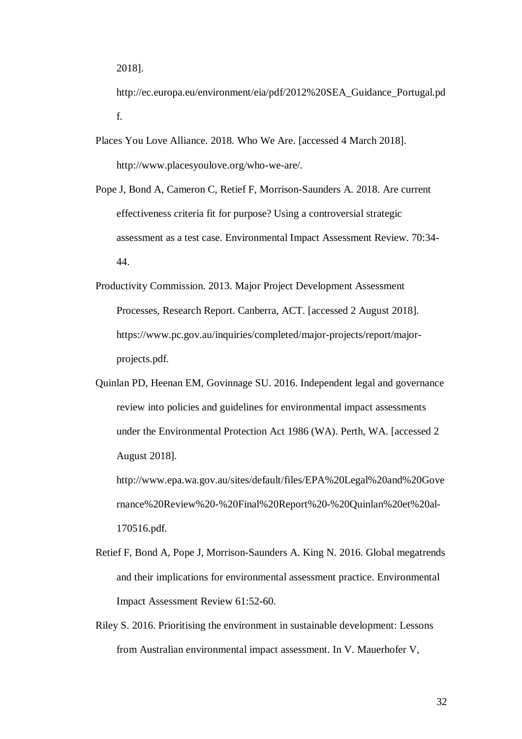2018].

http://ec.europa.eu/environment/eia/pdf/2012%20SEA_Guidance_Portugal.pdf.

Places You Love Alliance. 2018. Who We Are. [accessed 4 March 2018]. http://www.placesyoulove.org/who-we-are/.

Pope J, Bond A, Cameron C, Retief F, Morrison-Saunders A. 2018. Are current effectiveness criteria fit for purpose? Using a controversial strategic assessment as a test case. Environmental Impact Assessment Review. 70:34-44.

Productivity Commission. 2013. Major Project Development Assessment Processes, Research Report. Canberra, ACT. [accessed 2 August 2018]. https://www.pc.gov.au/inquiries/completed/major-projects/report/major-projects.pdf.

Quinlan PD, Heenan EM, Govinnage SU. 2016. Independent legal and governance review into policies and guidelines for environmental impact assessments under the Environmental Protection Act 1986 (WA). Perth, WA. [accessed 2 August 2018].

http://www.epa.wa.gov.au/sites/default/files/EPA%20Legal%20and%20Governance%20Review%20-%20Final%20Report%20-%20Quinlan%20et%20al-170516.pdf.

Retief F, Bond A, Pope J, Morrison-Saunders A. King N. 2016. Global megatrends and their implications for environmental assessment practice. Environmental Impact Assessment Review 61:52-60.

Riley S. 2016. Prioritising the environment in sustainable development: Lessons from Australian environmental impact assessment. In V. Mauerhofer V,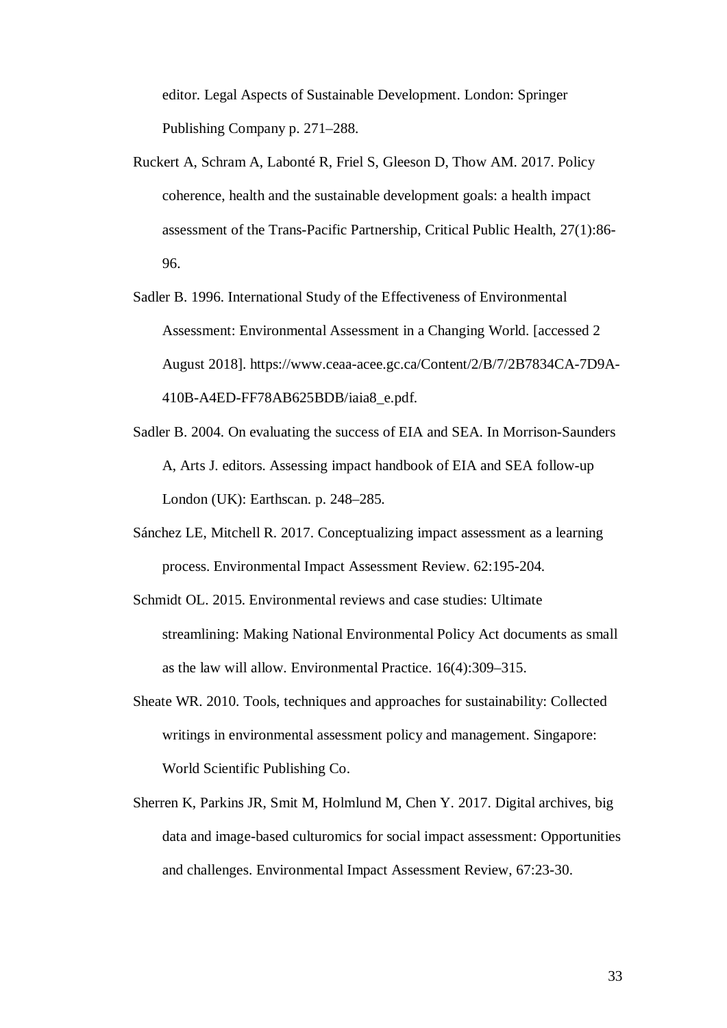editor. Legal Aspects of Sustainable Development. London: Springer Publishing Company p. 271–288.

Ruckert A, Schram A, Labonté R, Friel S, Gleeson D, Thow AM. 2017. Policy coherence, health and the sustainable development goals: a health impact assessment of the Trans-Pacific Partnership, Critical Public Health, 27(1):86-96.

Sadler B. 1996. International Study of the Effectiveness of Environmental Assessment: Environmental Assessment in a Changing World. [accessed 2 August 2018]. https://www.ceaa-acee.gc.ca/Content/2/B/7/2B7834CA-7D9A-410B-A4ED-FF78AB625BDB/iaia8_e.pdf.

Sadler B. 2004. On evaluating the success of EIA and SEA. In Morrison-Saunders A, Arts J. editors. Assessing impact handbook of EIA and SEA follow-up London (UK): Earthscan. p. 248–285.

Sánchez LE, Mitchell R. 2017. Conceptualizing impact assessment as a learning process. Environmental Impact Assessment Review. 62:195-204.

Schmidt OL. 2015. Environmental reviews and case studies: Ultimate streamlining: Making National Environmental Policy Act documents as small as the law will allow. Environmental Practice. 16(4):309–315.

Sheate WR. 2010. Tools, techniques and approaches for sustainability: Collected writings in environmental assessment policy and management. Singapore: World Scientific Publishing Co.

Sherren K, Parkins JR, Smit M, Holmlund M, Chen Y. 2017. Digital archives, big data and image-based culturomics for social impact assessment: Opportunities and challenges. Environmental Impact Assessment Review, 67:23-30.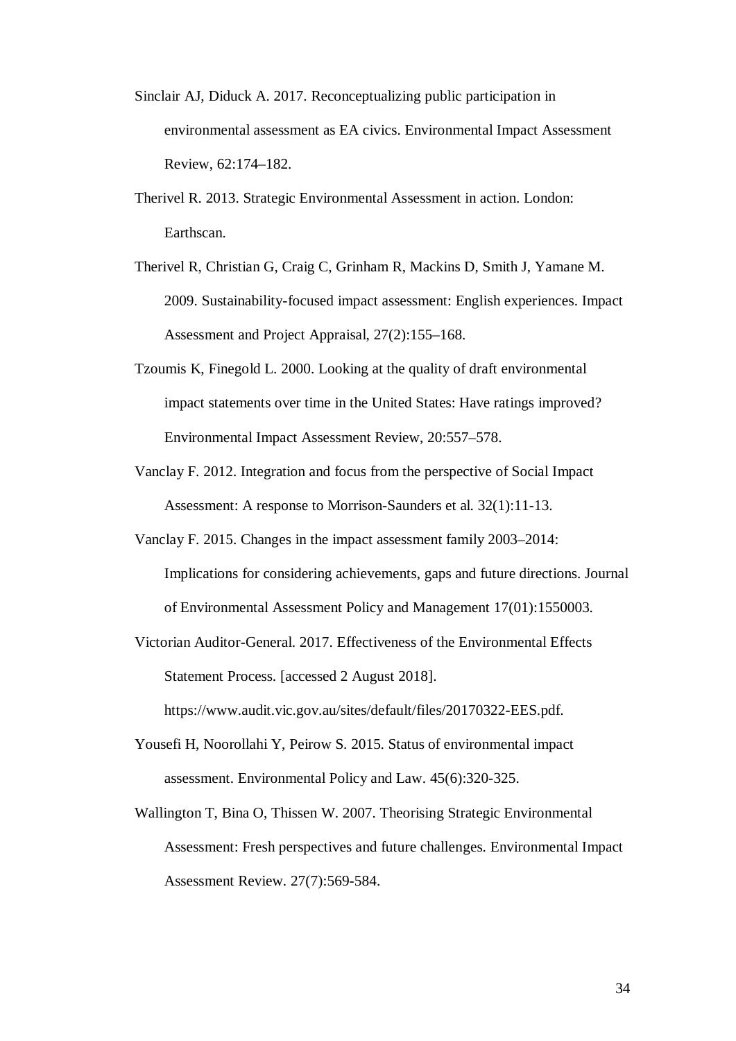Sinclair AJ, Diduck A. 2017. Reconceptualizing public participation in environmental assessment as EA civics. Environmental Impact Assessment Review, 62:174–182.

Therivel R. 2013. Strategic Environmental Assessment in action. London: Earthscan.

Therivel R, Christian G, Craig C, Grinham R, Mackins D, Smith J, Yamane M. 2009. Sustainability-focused impact assessment: English experiences. Impact Assessment and Project Appraisal, 27(2):155–168.

Tzoumis K, Finegold L. 2000. Looking at the quality of draft environmental impact statements over time in the United States: Have ratings improved? Environmental Impact Assessment Review, 20:557–578.

Vanclay F. 2012. Integration and focus from the perspective of Social Impact Assessment: A response to Morrison-Saunders et al. 32(1):11-13.

Vanclay F. 2015. Changes in the impact assessment family 2003–2014: Implications for considering achievements, gaps and future directions. Journal of Environmental Assessment Policy and Management 17(01):1550003.

Victorian Auditor-General. 2017. Effectiveness of the Environmental Effects Statement Process. [accessed 2 August 2018]. https://www.audit.vic.gov.au/sites/default/files/20170322-EES.pdf.

Yousefi H, Noorollahi Y, Peirow S. 2015. Status of environmental impact assessment. Environmental Policy and Law. 45(6):320-325.

Wallington T, Bina O, Thissen W. 2007. Theorising Strategic Environmental Assessment: Fresh perspectives and future challenges. Environmental Impact Assessment Review. 27(7):569-584.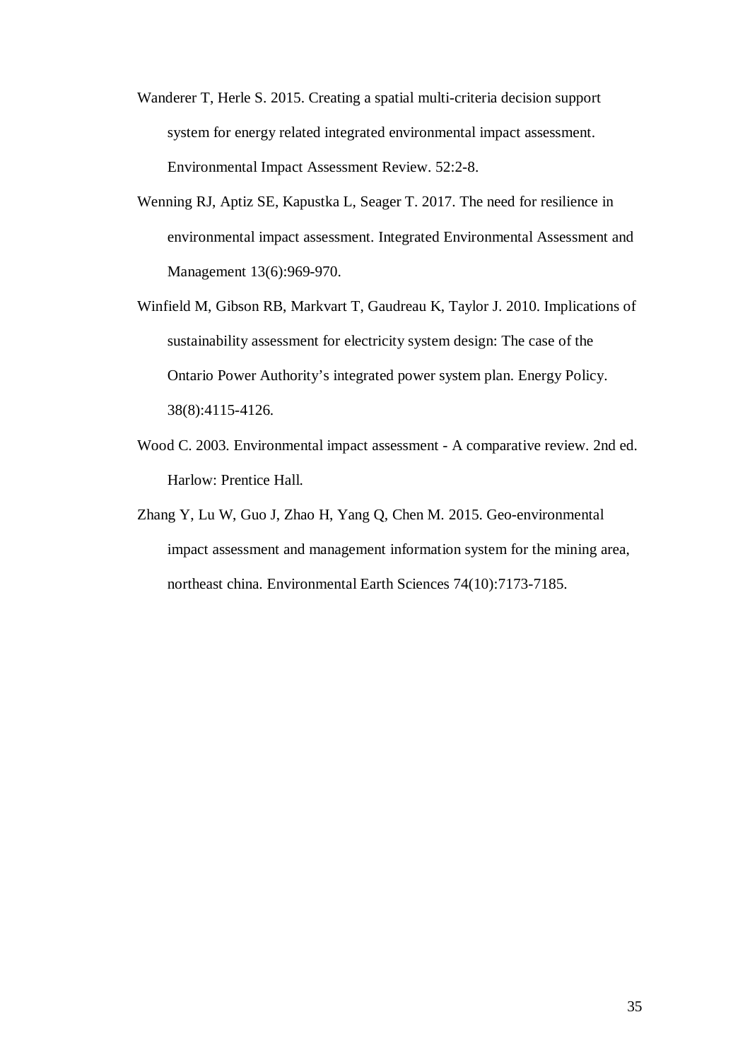Wanderer T, Herle S. 2015. Creating a spatial multi-criteria decision support system for energy related integrated environmental impact assessment. Environmental Impact Assessment Review. 52:2-8.

Wenning RJ, Aptiz SE, Kapustka L, Seager T. 2017. The need for resilience in environmental impact assessment. Integrated Environmental Assessment and Management 13(6):969-970.

Winfield M, Gibson RB, Markvart T, Gaudreau K, Taylor J. 2010. Implications of sustainability assessment for electricity system design: The case of the Ontario Power Authority's integrated power system plan. Energy Policy. 38(8):4115-4126.

Wood C. 2003. Environmental impact assessment - A comparative review. 2nd ed. Harlow: Prentice Hall.

Zhang Y, Lu W, Guo J, Zhao H, Yang Q, Chen M. 2015. Geo-environmental impact assessment and management information system for the mining area, northeast china. Environmental Earth Sciences 74(10):7173-7185.